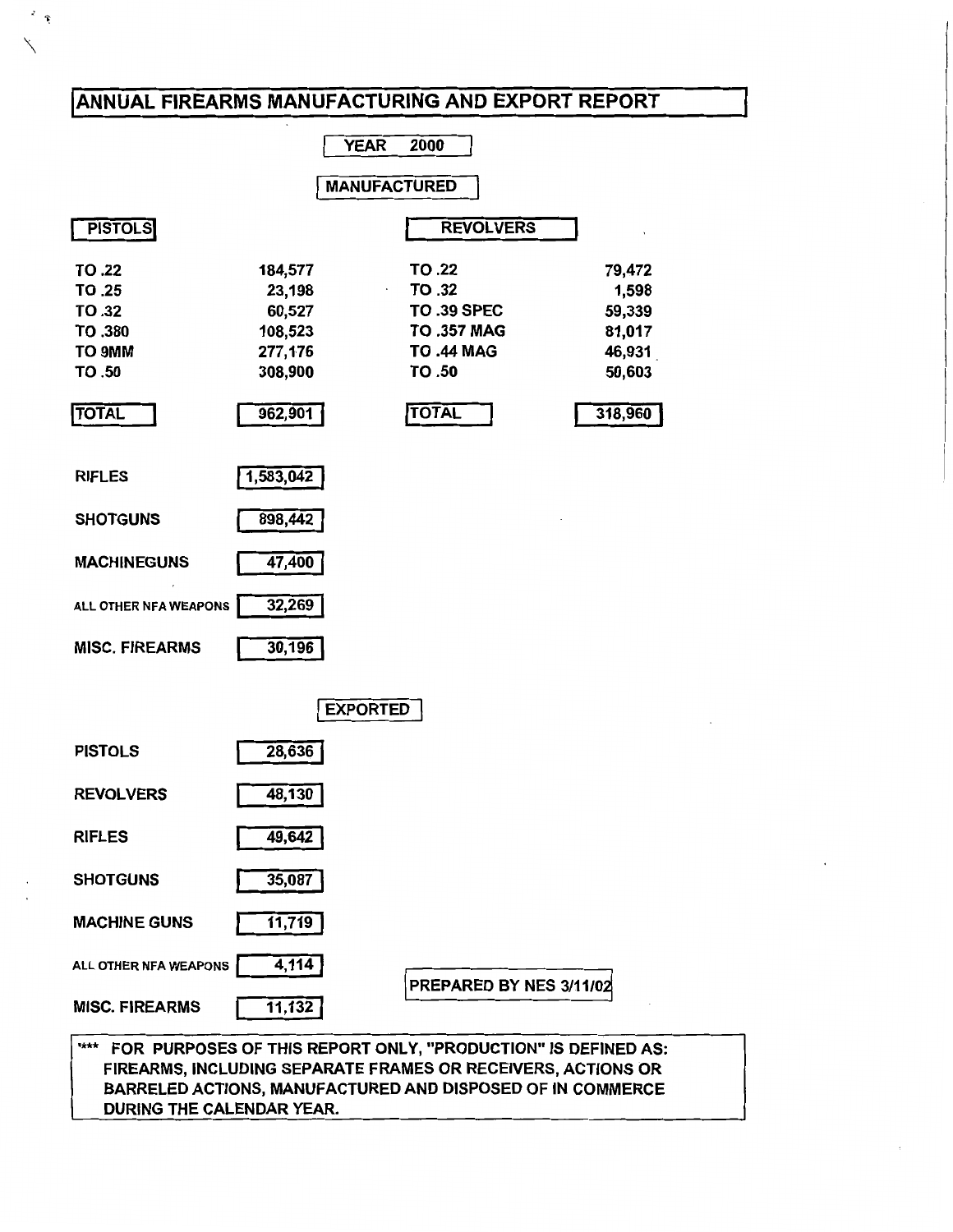# ANNUAL FIREARMS MANUFACTURING AND EXPORT REPORT

**YEAR 2000**

## MANUFACTURED

| PISTOLS | | REVOLVERS | |
|---|---|---|---|
| TO .22 | 184,577 | TO .22 | 79,472 |
| TO .25 | 23,198 | TO .32 | 1,598 |
| TO .32 | 60,527 | TO .39 SPEC | 59,339 |
| TO .380 | 108,523 | TO .357 MAG | 81,017 |
| TO 9MM | 277,176 | TO .44 MAG | 46,931 |
| TO .50 | 308,900 | TO .50 | 50,603 |
| **TOTAL** | **962,901** | **TOTAL** | **318,960** |

| | |
|---|---|
| RIFLES | 1,583,042 |
| SHOTGUNS | 898,442 |
| MACHINEGUNS | 47,400 |
| ALL OTHER NFA WEAPONS | 32,269 |
| MISC. FIREARMS | 30,196 |

## EXPORTED

| | |
|---|---|
| PISTOLS | 28,636 |
| REVOLVERS | 48,130 |
| RIFLES | 49,642 |
| SHOTGUNS | 35,087 |
| MACHINE GUNS | 11,719 |
| ALL OTHER NFA WEAPONS | 4,114 |
| MISC. FIREARMS | 11,132 |

PREPARED BY NES 3/11/02

*** FOR PURPOSES OF THIS REPORT ONLY, "PRODUCTION" IS DEFINED AS: FIREARMS, INCLUDING SEPARATE FRAMES OR RECEIVERS, ACTIONS OR BARRELED ACTIONS, MANUFACTURED AND DISPOSED OF IN COMMERCE DURING THE CALENDAR YEAR.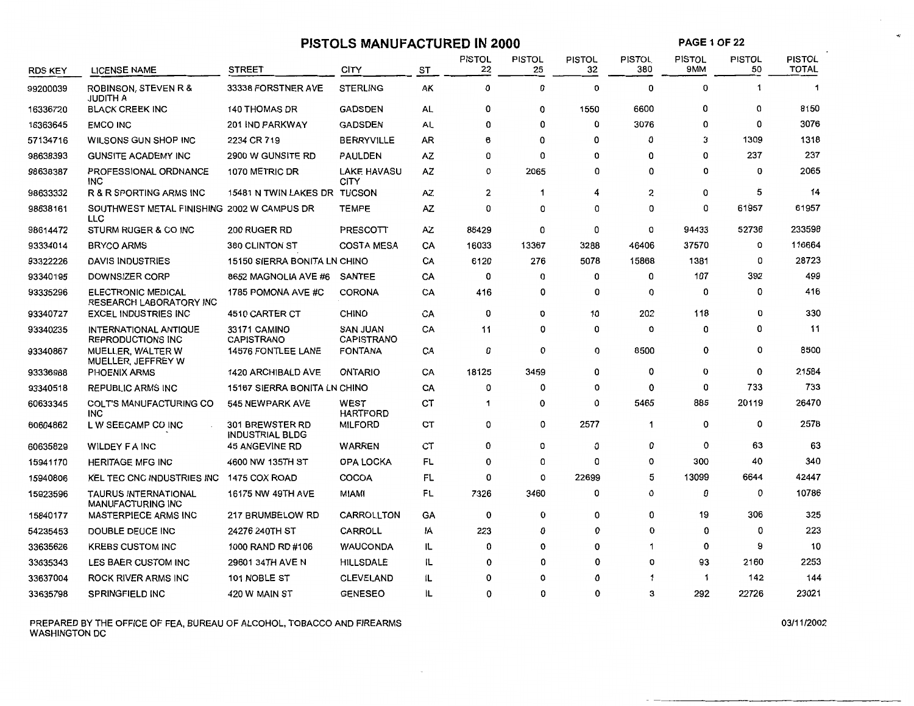# PISTOLS MANUFACTURED IN 2000

| RDS KEY | LICENSE NAME | STREET | CITY | ST | PISTOL 22 | PISTOL 25 | PISTOL 32 | PISTOL 380 | PISTOL 9MM | PISTOL 50 | PISTOL TOTAL |
|---|---|---|---|---|---|---|---|---|---|---|---|
| 99200039 | ROBINSON, STEVEN R & JUDITH A | 33338 FORSTNER AVE | STERLING | AK | 0 | 0 | 0 | 0 | 0 | 1 | 1 |
| 16336720 | BLACK CREEK INC | 140 THOMAS DR | GADSDEN | AL | 0 | 0 | 1550 | 6600 | 0 | 0 | 8150 |
| 16363645 | EMCO INC | 201 IND PARKWAY | GADSDEN | AL | 0 | 0 | 0 | 3076 | 0 | 0 | 3076 |
| 57134716 | WILSONS GUN SHOP INC | 2234 CR 719 | BERRYVILLE | AR | 6 | 0 | 0 | 0 | 3 | 1309 | 1318 |
| 98638393 | GUNSITE ACADEMY INC | 2900 W GUNSITE RD | PAULDEN | AZ | 0 | 0 | 0 | 0 | 0 | 237 | 237 |
| 98638387 | PROFESSIONAL ORDNANCE INC | 1070 METRIC DR | LAKE HAVASU CITY | AZ | 0 | 2065 | 0 | 0 | 0 | 0 | 2065 |
| 98633332 | R & R SPORTING ARMS INC | 15481 N TWIN LAKES DR | TUCSON | AZ | 2 | 1 | 4 | 2 | 0 | 5 | 14 |
| 98638161 | SOUTHWEST METAL FINISHING LLC | 2002 W CAMPUS DR | TEMPE | AZ | 0 | 0 | 0 | 0 | 0 | 61957 | 61957 |
| 98614472 | STURM RUGER & CO INC | 200 RUGER RD | PRESCOTT | AZ | 86429 | 0 | 0 | 0 | 94433 | 52736 | 233598 |
| 93334014 | BRYCO ARMS | 380 CLINTON ST | COSTA MESA | CA | 16033 | 13367 | 3288 | 46406 | 37570 | 0 | 116664 |
| 93322226 | DAVIS INDUSTRIES | 15150 SIERRA BONITA LN | CHINO | CA | 6120 | 276 | 5078 | 15868 | 1381 | 0 | 28723 |
| 93340195 | DOWNSIZER CORP | 8652 MAGNOLIA AVE #6 | SANTEE | CA | 0 | 0 | 0 | 0 | 107 | 392 | 499 |
| 93335296 | ELECTRONIC MEDICAL RESEARCH LABORATORY INC | 1785 POMONA AVE #C | CORONA | CA | 416 | 0 | 0 | 0 | 0 | 0 | 416 |
| 93340727 | EXCEL INDUSTRIES INC | 4510 CARTER CT | CHINO | CA | 0 | 0 | 10 | 202 | 118 | 0 | 330 |
| 93340235 | INTERNATIONAL ANTIQUE REPRODUCTIONS INC | 33171 CAMINO CAPISTRANO | SAN JUAN CAPISTRANO | CA | 11 | 0 | 0 | 0 | 0 | 0 | 11 |
| 93340867 | MUELLER, WALTER W MUELLER, JEFFREY W | 14576 FONTLEE LANE | FONTANA | CA | 0 | 0 | 0 | 8500 | 0 | 0 | 8500 |
| 93336988 | PHOENIX ARMS | 1420 ARCHIBALD AVE | ONTARIO | CA | 18125 | 3459 | 0 | 0 | 0 | 0 | 21584 |
| 93340518 | REPUBLIC ARMS INC | 15167 SIERRA BONITA LN | CHINO | CA | 0 | 0 | 0 | 0 | 0 | 733 | 733 |
| 60633345 | COLT'S MANUFACTURING CO INC | 545 NEWPARK AVE | WEST HARTFORD | CT | 1 | 0 | 0 | 5465 | 885 | 20119 | 26470 |
| 60604862 | L W SEECAMP CO INC | 301 BREWSTER RD INDUSTRIAL BLDG | MILFORD | CT | 0 | 0 | 2577 | 1 | 0 | 0 | 2578 |
| 60635829 | WILDEY F A INC | 45 ANGEVINE RD | WARREN | CT | 0 | 0 | 0 | 0 | 0 | 63 | 63 |
| 15941170 | HERITAGE MFG INC | 4600 NW 135TH ST | OPA LOCKA | FL | 0 | 0 | 0 | 0 | 300 | 40 | 340 |
| 15940806 | KEL TEC CNC INDUSTRIES INC | 1475 COX ROAD | COCOA | FL | 0 | 0 | 22699 | 5 | 13099 | 6644 | 42447 |
| 15923596 | TAURUS INTERNATIONAL MANUFACTURING INC | 16175 NW 49TH AVE | MIAMI | FL | 7326 | 3460 | 0 | 0 | 0 | 0 | 10786 |
| 15840177 | MASTERPIECE ARMS INC | 217 BRUMBELOW RD | CARROLLTON | GA | 0 | 0 | 0 | 0 | 19 | 306 | 325 |
| 54235453 | DOUBLE DEUCE INC | 24276 240TH ST | CARROLL | IA | 223 | 0 | 0 | 0 | 0 | 0 | 223 |
| 33635626 | KREBS CUSTOM INC | 1000 RAND RD #106 | WAUCONDA | IL | 0 | 0 | 0 | 1 | 0 | 9 | 10 |
| 33635343 | LES BAER CUSTOM INC | 29601 34TH AVE N | HILLSDALE | IL | 0 | 0 | 0 | 0 | 93 | 2160 | 2253 |
| 33637004 | ROCK RIVER ARMS INC | 101 NOBLE ST | CLEVELAND | IL | 0 | 0 | 0 | 1 | 1 | 142 | 144 |
| 33635798 | SPRINGFIELD INC | 420 W MAIN ST | GENESEO | IL | 0 | 0 | 0 | 3 | 292 | 22726 | 23021 |

PREPARED BY THE OFFICE OF FEA, BUREAU OF ALCOHOL, TOBACCO AND FIREARMS
WASHINGTON DC

03/11/2002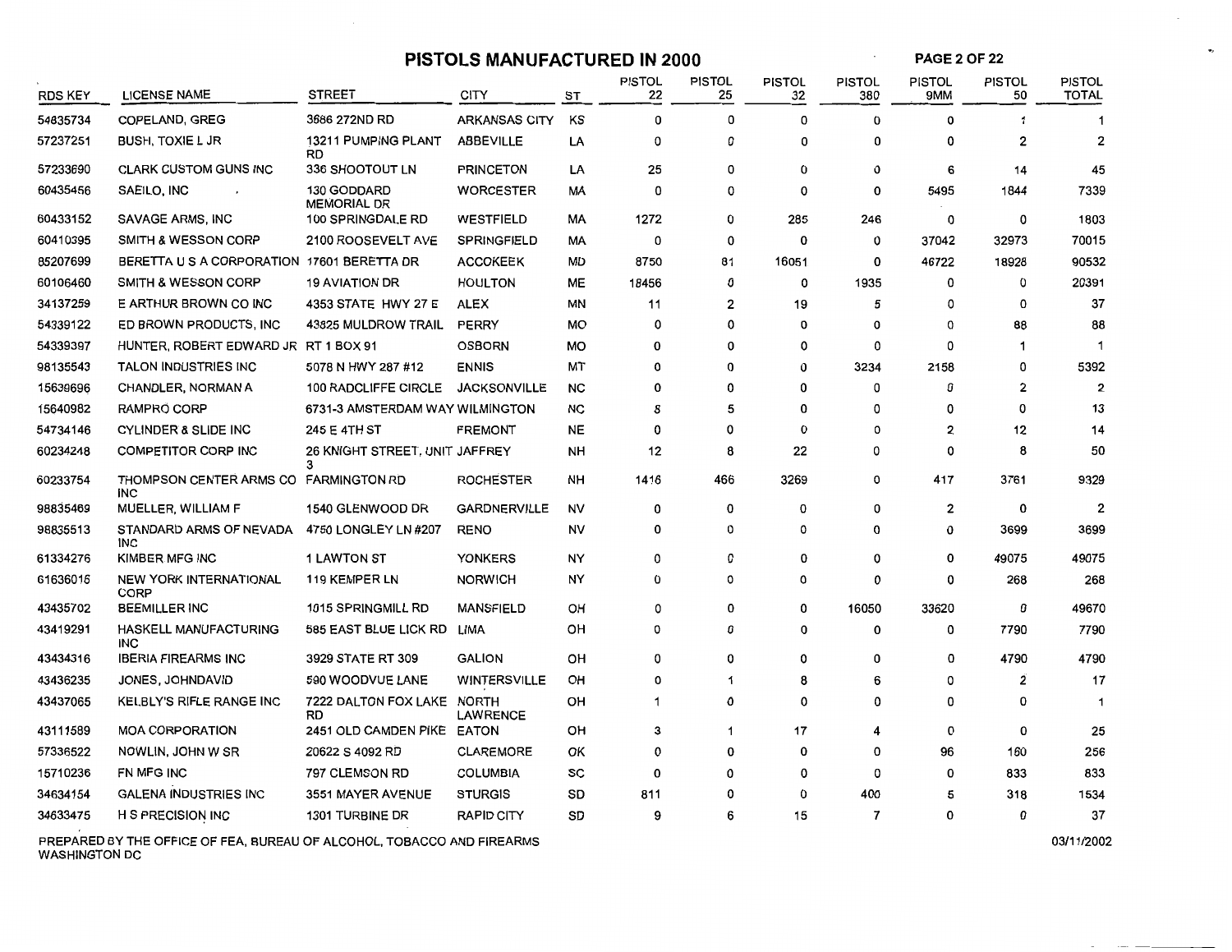# PISTOLS MANUFACTURED IN 2000

| RDS KEY | LICENSE NAME | STREET | CITY | ST | PISTOL 22 | PISTOL 25 | PISTOL 32 | PISTOL 380 | PISTOL 9MM | PISTOL 50 | PISTOL TOTAL |
|---|---|---|---|---|---|---|---|---|---|---|---|
| 54835734 | COPELAND, GREG | 3686 272ND RD | ARKANSAS CITY | KS | 0 | 0 | 0 | 0 | 0 | 1 | 1 |
| 57237251 | BUSH, TOXIE L JR | 13211 PUMPING PLANT RD | ABBEVILLE | LA | 0 | 0 | 0 | 0 | 0 | 2 | 2 |
| 57233690 | CLARK CUSTOM GUNS INC | 336 SHOOTOUT LN | PRINCETON | LA | 25 | 0 | 0 | 0 | 6 | 14 | 45 |
| 60435456 | SAEILO, INC | 130 GODDARD MEMORIAL DR | WORCESTER | MA | 0 | 0 | 0 | 0 | 5495 | 1844 | 7339 |
| 60433152 | SAVAGE ARMS, INC | 100 SPRINGDALE RD | WESTFIELD | MA | 1272 | 0 | 285 | 246 | 0 | 0 | 1803 |
| 60410395 | SMITH & WESSON CORP | 2100 ROOSEVELT AVE | SPRINGFIELD | MA | 0 | 0 | 0 | 0 | 37042 | 32973 | 70015 |
| 85207699 | BERETTA U S A CORPORATION | 17601 BERETTA DR | ACCOKEEK | MD | 8750 | 81 | 16051 | 0 | 46722 | 18928 | 90532 |
| 60106460 | SMITH & WESSON CORP | 19 AVIATION DR | HOULTON | ME | 18456 | 0 | 0 | 1935 | 0 | 0 | 20391 |
| 34137259 | E ARTHUR BROWN CO INC | 4353 STATE HWY 27 E | ALEX | MN | 11 | 2 | 19 | 5 | 0 | 0 | 37 |
| 54339122 | ED BROWN PRODUCTS, INC | 43825 MULDROW TRAIL | PERRY | MO | 0 | 0 | 0 | 0 | 0 | 88 | 88 |
| 54339397 | HUNTER, ROBERT EDWARD JR | RT 1 BOX 91 | OSBORN | MO | 0 | 0 | 0 | 0 | 0 | 1 | 1 |
| 98135543 | TALON INDUSTRIES INC | 5078 N HWY 287 #12 | ENNIS | MT | 0 | 0 | 0 | 3234 | 2158 | 0 | 5392 |
| 15639696 | CHANDLER, NORMAN A | 100 RADCLIFFE CIRCLE | JACKSONVILLE | NC | 0 | 0 | 0 | 0 | 0 | 2 | 2 |
| 15640982 | RAMPRO CORP | 6731-3 AMSTERDAM WAY | WILMINGTON | NC | 8 | 5 | 0 | 0 | 0 | 0 | 13 |
| 54734146 | CYLINDER & SLIDE INC | 245 E 4TH ST | FREMONT | NE | 0 | 0 | 0 | 0 | 2 | 12 | 14 |
| 60234248 | COMPETITOR CORP INC | 26 KNIGHT STREET, UNIT 3 | JAFFREY | NH | 12 | 8 | 22 | 0 | 0 | 8 | 50 |
| 60233754 | THOMPSON CENTER ARMS CO INC | FARMINGTON RD | ROCHESTER | NH | 1416 | 466 | 3269 | 0 | 417 | 3761 | 9329 |
| 98835469 | MUELLER, WILLIAM F | 1540 GLENWOOD DR | GARDNERVILLE | NV | 0 | 0 | 0 | 0 | 2 | 0 | 2 |
| 98835513 | STANDARD ARMS OF NEVADA INC | 4750 LONGLEY LN #207 | RENO | NV | 0 | 0 | 0 | 0 | 0 | 3699 | 3699 |
| 61334276 | KIMBER MFG INC | 1 LAWTON ST | YONKERS | NY | 0 | 0 | 0 | 0 | 0 | 49075 | 49075 |
| 61636015 | NEW YORK INTERNATIONAL CORP | 119 KEMPER LN | NORWICH | NY | 0 | 0 | 0 | 0 | 0 | 268 | 268 |
| 43435702 | BEEMILLER INC | 1015 SPRINGMILL RD | MANSFIELD | OH | 0 | 0 | 0 | 16050 | 33620 | 0 | 49670 |
| 43419291 | HASKELL MANUFACTURING INC | 585 EAST BLUE LICK RD | LIMA | OH | 0 | 0 | 0 | 0 | 0 | 7790 | 7790 |
| 43434316 | IBERIA FIREARMS INC | 3929 STATE RT 309 | GALION | OH | 0 | 0 | 0 | 0 | 0 | 4790 | 4790 |
| 43436235 | JONES, JOHNDAVID | 590 WOODVUE LANE | WINTERSVILLE | OH | 0 | 1 | 8 | 6 | 0 | 2 | 17 |
| 43437065 | KELBLY'S RIFLE RANGE INC | 7222 DALTON FOX LAKE RD | NORTH LAWRENCE | OH | 1 | 0 | 0 | 0 | 0 | 0 | 1 |
| 43111589 | MOA CORPORATION | 2451 OLD CAMDEN PIKE | EATON | OH | 3 | 1 | 17 | 4 | 0 | 0 | 25 |
| 57336522 | NOWLIN, JOHN W SR | 20622 S 4092 RD | CLAREMORE | OK | 0 | 0 | 0 | 0 | 96 | 160 | 256 |
| 15710236 | FN MFG INC | 797 CLEMSON RD | COLUMBIA | SC | 0 | 0 | 0 | 0 | 0 | 833 | 833 |
| 34634154 | GALENA INDUSTRIES INC | 3551 MAYER AVENUE | STURGIS | SD | 811 | 0 | 0 | 400 | 5 | 318 | 1534 |
| 34633475 | H S PRECISION INC | 1301 TURBINE DR | RAPID CITY | SD | 9 | 6 | 15 | 7 | 0 | 0 | 37 |

PREPARED BY THE OFFICE OF FEA, BUREAU OF ALCOHOL, TOBACCO AND FIREARMS
WASHINGTON DC

03/11/2002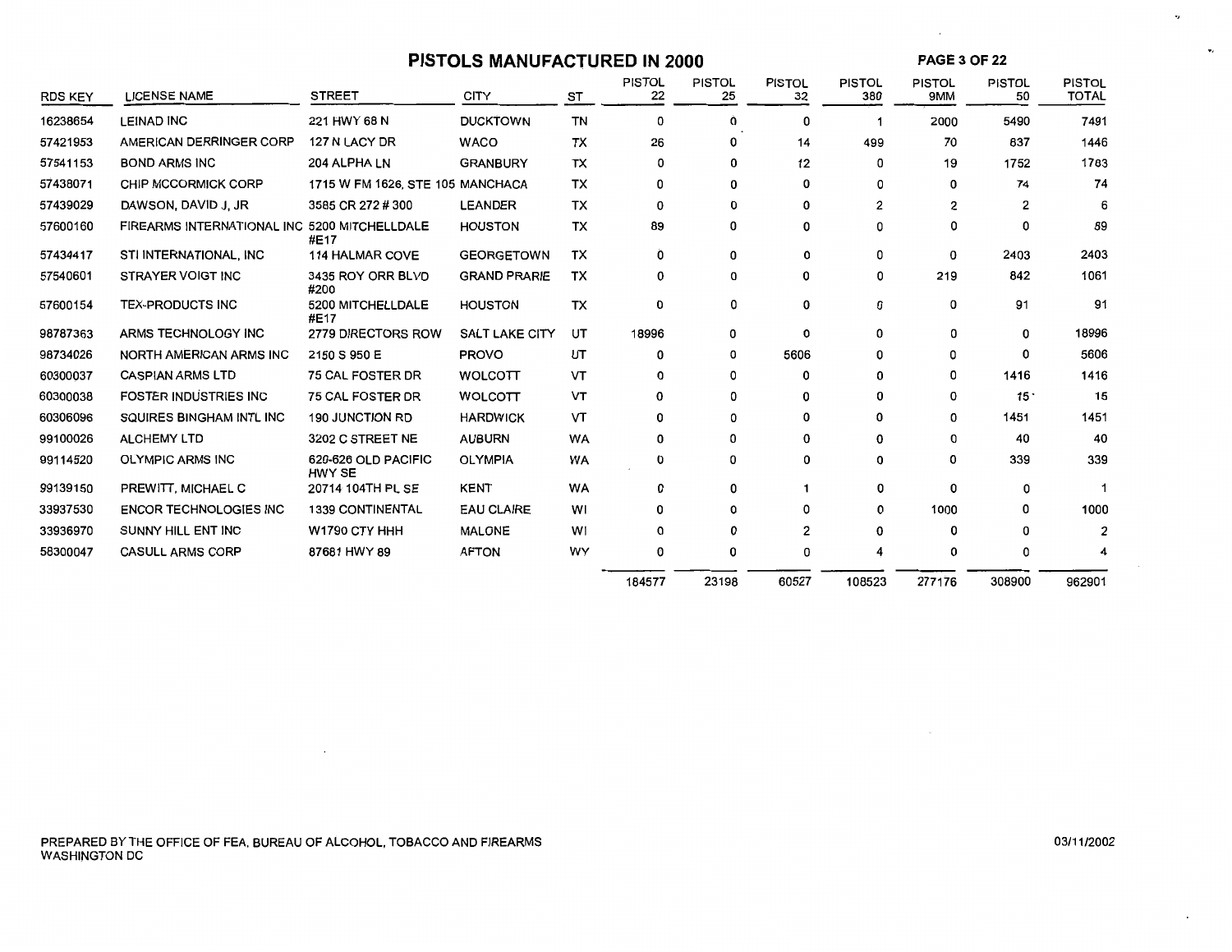# PISTOLS MANUFACTURED IN 2000

**PAGE 3 OF 22**

| RDS KEY | LICENSE NAME | STREET | CITY | ST | PISTOL 22 | PISTOL 25 | PISTOL 32 | PISTOL 380 | PISTOL 9MM | PISTOL 50 | PISTOL TOTAL |
|---|---|---|---|---|---|---|---|---|---|---|---|
| 16238654 | LEINAD INC | 221 HWY 68 N | DUCKTOWN | TN | 0 | 0 | 0 | 1 | 2000 | 5490 | 7491 |
| 57421953 | AMERICAN DERRINGER CORP | 127 N LACY DR | WACO | TX | 26 | 0 | 14 | 499 | 70 | 837 | 1446 |
| 57541153 | BOND ARMS INC | 204 ALPHA LN | GRANBURY | TX | 0 | 0 | 12 | 0 | 19 | 1752 | 1783 |
| 57438071 | CHIP MCCORMICK CORP | 1715 W FM 1626, STE 105 | MANCHACA | TX | 0 | 0 | 0 | 0 | 0 | 74 | 74 |
| 57439029 | DAWSON, DAVID J, JR | 3585 CR 272 # 300 | LEANDER | TX | 0 | 0 | 0 | 2 | 2 | 2 | 6 |
| 57600160 | FIREARMS INTERNATIONAL INC | 5200 MITCHELLDALE #E17 | HOUSTON | TX | 89 | 0 | 0 | 0 | 0 | 0 | 89 |
| 57434417 | STI INTERNATIONAL, INC | 114 HALMAR COVE | GEORGETOWN | TX | 0 | 0 | 0 | 0 | 0 | 2403 | 2403 |
| 57540601 | STRAYER VOIGT INC | 3435 ROY ORR BLVD #200 | GRAND PRARIE | TX | 0 | 0 | 0 | 0 | 219 | 842 | 1061 |
| 57600154 | TEX-PRODUCTS INC | 5200 MITCHELLDALE #E17 | HOUSTON | TX | 0 | 0 | 0 | 0 | 0 | 91 | 91 |
| 98787363 | ARMS TECHNOLOGY INC | 2779 DIRECTORS ROW | SALT LAKE CITY | UT | 18996 | 0 | 0 | 0 | 0 | 0 | 18996 |
| 98734026 | NORTH AMERICAN ARMS INC | 2150 S 950 E | PROVO | UT | 0 | 0 | 5606 | 0 | 0 | 0 | 5606 |
| 60300037 | CASPIAN ARMS LTD | 75 CAL FOSTER DR | WOLCOTT | VT | 0 | 0 | 0 | 0 | 0 | 1416 | 1416 |
| 60300038 | FOSTER INDUSTRIES INC | 75 CAL FOSTER DR | WOLCOTT | VT | 0 | 0 | 0 | 0 | 0 | 15 | 15 |
| 60306096 | SQUIRES BINGHAM INTL INC | 190 JUNCTION RD | HARDWICK | VT | 0 | 0 | 0 | 0 | 0 | 1451 | 1451 |
| 99100026 | ALCHEMY LTD | 3202 C STREET NE | AUBURN | WA | 0 | 0 | 0 | 0 | 0 | 40 | 40 |
| 99114520 | OLYMPIC ARMS INC | 620-626 OLD PACIFIC HWY SE | OLYMPIA | WA | 0 | 0 | 0 | 0 | 0 | 339 | 339 |
| 99139150 | PREWITT, MICHAEL C | 20714 104TH PL SE | KENT | WA | 0 | 0 | 1 | 0 | 0 | 0 | 1 |
| 33937530 | ENCOR TECHNOLOGIES INC | 1339 CONTINENTAL | EAU CLAIRE | WI | 0 | 0 | 0 | 0 | 1000 | 0 | 1000 |
| 33936970 | SUNNY HILL ENT INC | W1790 CTY HHH | MALONE | WI | 0 | 0 | 2 | 0 | 0 | 0 | 2 |
| 58300047 | CASULL ARMS CORP | 87681 HWY 89 | AFTON | WY | 0 | 0 | 0 | 4 | 0 | 0 | 4 |
| | | | | | 184577 | 23198 | 60527 | 108523 | 277176 | 308900 | 962901 |

PREPARED BY THE OFFICE OF FEA, BUREAU OF ALCOHOL, TOBACCO AND FIREARMS
WASHINGTON DC

03/11/2002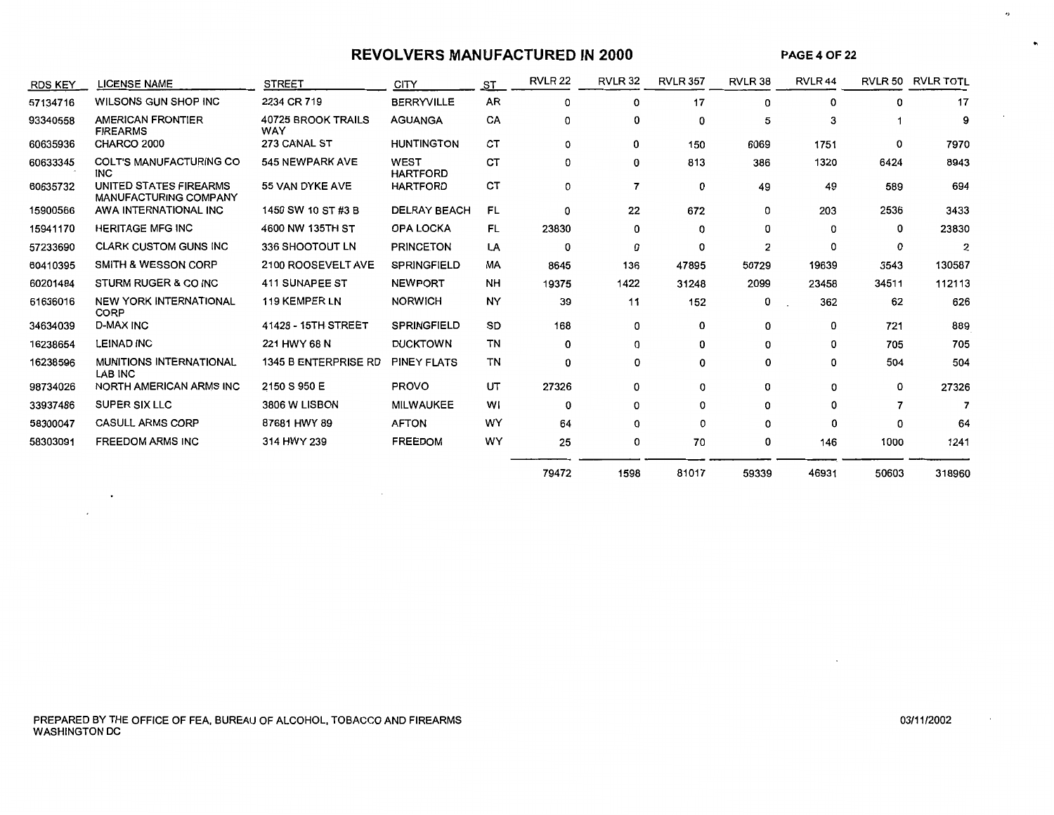# REVOLVERS MANUFACTURED IN 2000

| RDS KEY | LICENSE NAME | STREET | CITY | ST | RVLR 22 | RVLR 32 | RVLR 357 | RVLR 38 | RVLR 44 | RVLR 50 | RVLR TOTL |
|---|---|---|---|---|---|---|---|---|---|---|---|
| 57134716 | WILSONS GUN SHOP INC | 2234 CR 719 | BERRYVILLE | AR | 0 | 0 | 17 | 0 | 0 | 0 | 17 |
| 93340558 | AMERICAN FRONTIER FIREARMS | 40725 BROOK TRAILS WAY | AGUANGA | CA | 0 | 0 | 0 | 5 | 3 | 1 | 9 |
| 60635936 | CHARCO 2000 | 273 CANAL ST | HUNTINGTON | CT | 0 | 0 | 150 | 6069 | 1751 | 0 | 7970 |
| 60633345 | COLT'S MANUFACTURING CO INC | 545 NEWPARK AVE | WEST HARTFORD | CT | 0 | 0 | 813 | 386 | 1320 | 6424 | 8943 |
| 60635732 | UNITED STATES FIREARMS MANUFACTURING COMPANY | 55 VAN DYKE AVE | HARTFORD | CT | 0 | 7 | 0 | 49 | 49 | 589 | 694 |
| 15900566 | AWA INTERNATIONAL INC | 1450 SW 10 ST #3 B | DELRAY BEACH | FL | 0 | 22 | 672 | 0 | 203 | 2536 | 3433 |
| 15941170 | HERITAGE MFG INC | 4600 NW 135TH ST | OPA LOCKA | FL | 23830 | 0 | 0 | 0 | 0 | 0 | 23830 |
| 57233690 | CLARK CUSTOM GUNS INC | 336 SHOOTOUT LN | PRINCETON | LA | 0 | 0 | 0 | 2 | 0 | 0 | 2 |
| 60410395 | SMITH & WESSON CORP | 2100 ROOSEVELT AVE | SPRINGFIELD | MA | 8645 | 136 | 47895 | 50729 | 19639 | 3543 | 130587 |
| 60201484 | STURM RUGER & CO INC | 411 SUNAPEE ST | NEWPORT | NH | 19375 | 1422 | 31248 | 2099 | 23458 | 34511 | 112113 |
| 61636016 | NEW YORK INTERNATIONAL CORP | 119 KEMPER LN | NORWICH | NY | 39 | 11 | 152 | 0 | 362 | 62 | 626 |
| 34634039 | D-MAX INC | 41428 - 15TH STREET | SPRINGFIELD | SD | 168 | 0 | 0 | 0 | 0 | 721 | 889 |
| 16238654 | LEINAD INC | 221 HWY 68 N | DUCKTOWN | TN | 0 | 0 | 0 | 0 | 0 | 705 | 705 |
| 16238596 | MUNITIONS INTERNATIONAL LAB INC | 1345 B ENTERPRISE RD | PINEY FLATS | TN | 0 | 0 | 0 | 0 | 0 | 504 | 504 |
| 98734026 | NORTH AMERICAN ARMS INC | 2150 S 950 E | PROVO | UT | 27326 | 0 | 0 | 0 | 0 | 0 | 27326 |
| 33937486 | SUPER SIX LLC | 3806 W LISBON | MILWAUKEE | WI | 0 | 0 | 0 | 0 | 0 | 7 | 7 |
| 58300047 | CASULL ARMS CORP | 87681 HWY 89 | AFTON | WY | 64 | 0 | 0 | 0 | 0 | 0 | 64 |
| 58303091 | FREEDOM ARMS INC | 314 HWY 239 | FREEDOM | WY | 25 | 0 | 70 | 0 | 146 | 1000 | 1241 |
| | | | | | 79472 | 1598 | 81017 | 59339 | 46931 | 50603 | 318960 |

PREPARED BY THE OFFICE OF FEA, BUREAU OF ALCOHOL, TOBACCO AND FIREARMS
WASHINGTON DC

03/11/2002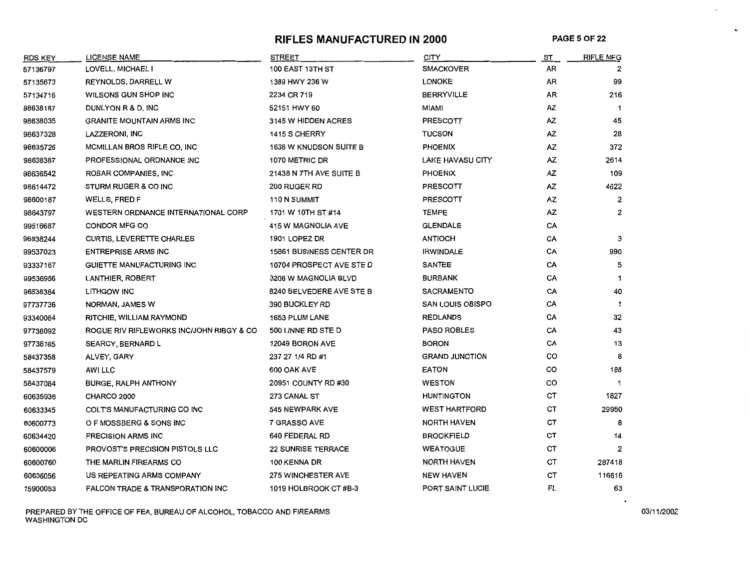# RIFLES MANUFACTURED IN 2000

| RDS KEY | LICENSE NAME | STREET | CITY | ST | RIFLE MFG |
|---|---|---|---|---|---|
| 57136797 | LOVELL, MICHAEL I | 100 EAST 13TH ST | SMACKOVER | AR | 2 |
| 57135673 | REYNOLDS, DARRELL W | 1389 HWY 236 W | LONOKE | AR | 99 |
| 57134716 | WILSONS GUN SHOP INC | 2234 CR 719 | BERRYVILLE | AR | 216 |
| 98638187 | DUNLYON R & D, INC | 52151 HWY 60 | MIAMI | AZ | 1 |
| 98638035 | GRANITE MOUNTAIN ARMS INC | 3145 W HIDDEN ACRES | PRESCOTT | AZ | 45 |
| 98637328 | LAZZERONI, INC | 1415 S CHERRY | TUCSON | AZ | 28 |
| 98635726 | MCMILLAN BROS RIFLE CO, INC | 1638 W KNUDSON SUITE B | PHOENIX | AZ | 372 |
| 98638387 | PROFESSIONAL ORDNANCE INC | 1070 METRIC DR | LAKE HAVASU CITY | AZ | 2614 |
| 98636542 | ROBAR COMPANIES, INC | 21438 N 7TH AVE SUITE B | PHOENIX | AZ | 109 |
| 98614472 | STURM RUGER & CO INC | 200 RUGER RD | PRESCOTT | AZ | 4622 |
| 98600187 | WELLS, FRED F | 110 N SUMMIT | PRESCOTT | AZ | 2 |
| 98643797 | WESTERN ORDNANCE INTERNATIONAL CORP | 1701 W 10TH ST #14 | TEMPE | AZ | 2 |
| 99516687 | CONDOR MFG CO | 415 W MAGNOLIA AVE | GLENDALE | CA | |
| 96838244 | CURTIS, LEVERETTE CHARLES | 1901 LOPEZ DR | ANTIOCH | CA | 3 |
| 99537023 | ENTREPRISE ARMS INC | 15861 BUSINESS CENTER DR | IRWINDALE | CA | 990 |
| 93337167 | GUIETTE MANUFACTURING INC | 10704 PROSPECT AVE STE D | SANTEE | CA | 5 |
| 99536956 | LANTHIER, ROBERT | 3206 W MAGNOLIA BLVD | BURBANK | CA | 1 |
| 96838364 | LITHGOW INC | 8240 BELVEDERE AVE STE B | SACRAMENTO | CA | 40 |
| 97737736 | NORMAN, JAMES W | 390 BUCKLEY RD | SAN LUIS OBISPO | CA | 1 |
| 93340084 | RITCHIE, WILLIAM RAYMOND | 1653 PLUM LANE | REDLANDS | CA | 32 |
| 97738092 | ROGUE RIV RIFLEWORKS INC/JOHN RIBGY & CO | 500 LINNE RD STE D | PASO ROBLES | CA | 43 |
| 97738185 | SEARCY, BERNARD L | 12049 BORON AVE | BORON | CA | 13 |
| 58437358 | ALVEY, GARY | 237 27 1/4 RD #1 | GRAND JUNCTION | CO | 8 |
| 58437579 | AWI LLC | 600 OAK AVE | EATON | CO | 188 |
| 58437084 | BURGE, RALPH ANTHONY | 20951 COUNTY RD #30 | WESTON | CO | 1 |
| 60635936 | CHARCO 2000 | 273 CANAL ST | HUNTINGTON | CT | 1827 |
| 60633345 | COLT'S MANUFACTURING CO INC | 545 NEWPARK AVE | WEST HARTFORD | CT | 29950 |
| 60600773 | O F MOSSBERG & SONS INC | 7 GRASSO AVE | NORTH HAVEN | CT | 8 |
| 60634420 | PRECISION ARMS INC | 640 FEDERAL RD | BROOKFIELD | CT | 14 |
| 60600006 | PROVOST'S PRECISION PISTOLS LLC | 22 SUNRISE TERRACE | WEATOGUE | CT | 2 |
| 60600760 | THE MARLIN FIREARMS CO | 100 KENNA DR | NORTH HAVEN | CT | 287418 |
| 60636056 | US REPEATING ARMS COMPANY | 275 WINCHESTER AVE | NEW HAVEN | CT | 116616 |
| 15900053 | FALCON TRADE & TRANSPORATION INC | 1019 HOLBROOK CT #B-3 | PORT SAINT LUCIE | FL | 63 |

PREPARED BY THE OFFICE OF FEA, BUREAU OF ALCOHOL, TOBACCO AND FIREARMS
WASHINGTON DC

03/11/2002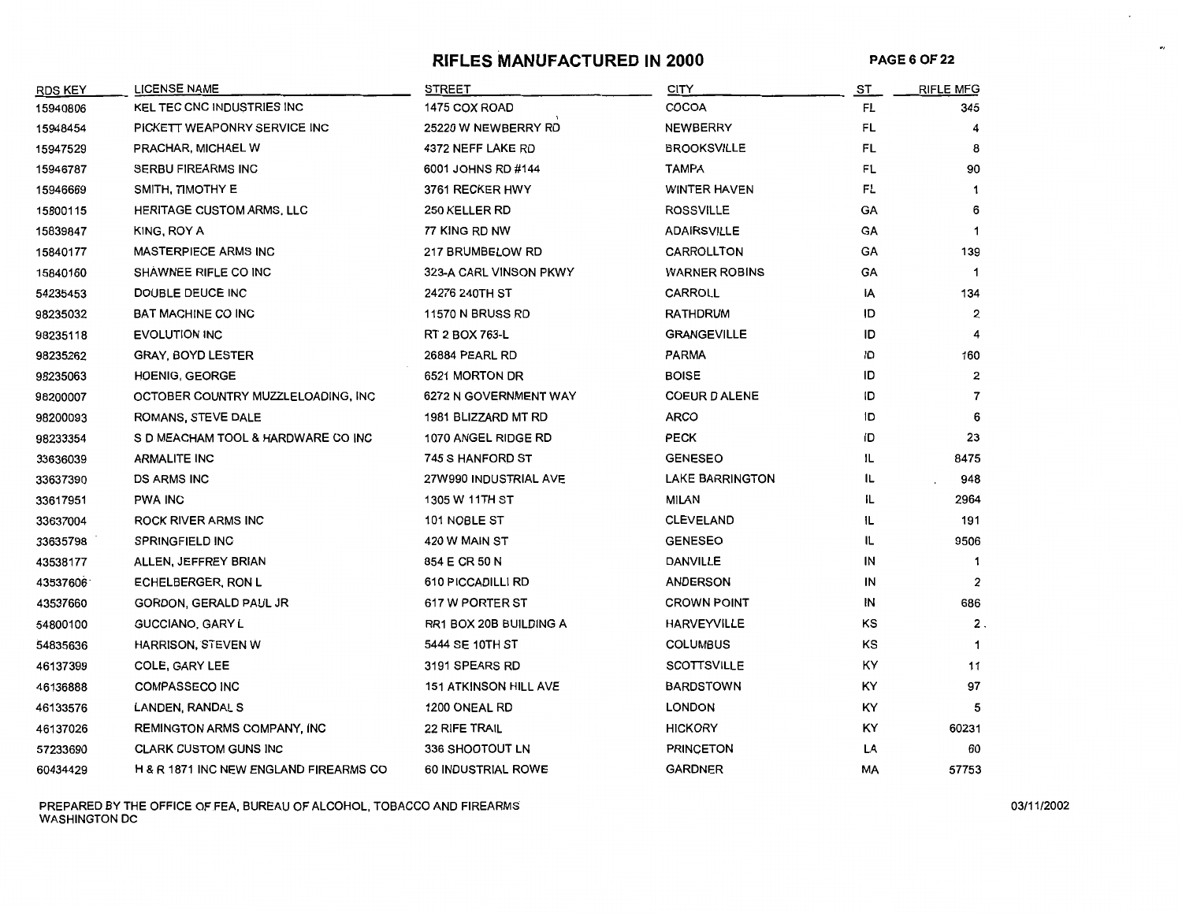# RIFLES MANUFACTURED IN 2000

| RDS KEY | LICENSE NAME | STREET | CITY | ST | RIFLE MFG |
|---|---|---|---|---|---|
| 15940806 | KEL TEC CNC INDUSTRIES INC | 1475 COX ROAD | COCOA | FL | 345 |
| 15948454 | PICKETT WEAPONRY SERVICE INC | 25220 W NEWBERRY RD | NEWBERRY | FL | 4 |
| 15947529 | PRACHAR, MICHAEL W | 4372 NEFF LAKE RD | BROOKSVILLE | FL | 8 |
| 15946787 | SERBU FIREARMS INC | 6001 JOHNS RD #144 | TAMPA | FL | 90 |
| 15946669 | SMITH, TIMOTHY E | 3761 RECKER HWY | WINTER HAVEN | FL | 1 |
| 15800115 | HERITAGE CUSTOM ARMS, LLC | 250 KELLER RD | ROSSVILLE | GA | 6 |
| 15839847 | KING, ROY A | 77 KING RD NW | ADAIRSVILLE | GA | 1 |
| 15840177 | MASTERPIECE ARMS INC | 217 BRUMBELOW RD | CARROLLTON | GA | 139 |
| 15840160 | SHAWNEE RIFLE CO INC | 323-A CARL VINSON PKWY | WARNER ROBINS | GA | 1 |
| 54235453 | DOUBLE DEUCE INC | 24276 240TH ST | CARROLL | IA | 134 |
| 98235032 | BAT MACHINE CO INC | 11570 N BRUSS RD | RATHDRUM | ID | 2 |
| 98235118 | EVOLUTION INC | RT 2 BOX 763-L | GRANGEVILLE | ID | 4 |
| 98235262 | GRAY, BOYD LESTER | 26884 PEARL RD | PARMA | ID | 160 |
| 98235063 | HOENIG, GEORGE | 6521 MORTON DR | BOISE | ID | 2 |
| 98200007 | OCTOBER COUNTRY MUZZLELOADING, INC | 6272 N GOVERNMENT WAY | COEUR D ALENE | ID | 7 |
| 98200093 | ROMANS, STEVE DALE | 1981 BLIZZARD MT RD | ARCO | ID | 6 |
| 98233354 | S D MEACHAM TOOL & HARDWARE CO INC | 1070 ANGEL RIDGE RD | PECK | ID | 23 |
| 33636039 | ARMALITE INC | 745 S HANFORD ST | GENESEO | IL | 8475 |
| 33637390 | DS ARMS INC | 27W990 INDUSTRIAL AVE | LAKE BARRINGTON | IL | 948 |
| 33617951 | PWA INC | 1305 W 11TH ST | MILAN | IL | 2964 |
| 33637004 | ROCK RIVER ARMS INC | 101 NOBLE ST | CLEVELAND | IL | 191 |
| 33635798 | SPRINGFIELD INC | 420 W MAIN ST | GENESEO | IL | 9506 |
| 43538177 | ALLEN, JEFFREY BRIAN | 854 E CR 50 N | DANVILLE | IN | 1 |
| 43537606 | ECHELBERGER, RON L | 610 PICCADILLI RD | ANDERSON | IN | 2 |
| 43537660 | GORDON, GERALD PAUL JR | 617 W PORTER ST | CROWN POINT | IN | 686 |
| 54800100 | GUCCIANO, GARY L | RR1 BOX 20B BUILDING A | HARVEYVILLE | KS | 2 |
| 54835636 | HARRISON, STEVEN W | 5444 SE 10TH ST | COLUMBUS | KS | 1 |
| 46137399 | COLE, GARY LEE | 3191 SPEARS RD | SCOTTSVILLE | KY | 11 |
| 46136888 | COMPASSECO INC | 151 ATKINSON HILL AVE | BARDSTOWN | KY | 97 |
| 46133576 | LANDEN, RANDAL S | 1200 ONEAL RD | LONDON | KY | 5 |
| 46137026 | REMINGTON ARMS COMPANY, INC | 22 RIFLE TRAIL | HICKORY | KY | 60231 |
| 57233690 | CLARK CUSTOM GUNS INC | 336 SHOOTOUT LN | PRINCETON | LA | 60 |
| 60434429 | H & R 1871 INC NEW ENGLAND FIREARMS CO | 60 INDUSTRIAL ROWE | GARDNER | MA | 57753 |

PREPARED BY THE OFFICE OF FEA, BUREAU OF ALCOHOL, TOBACCO AND FIREARMS
WASHINGTON DC

03/11/2002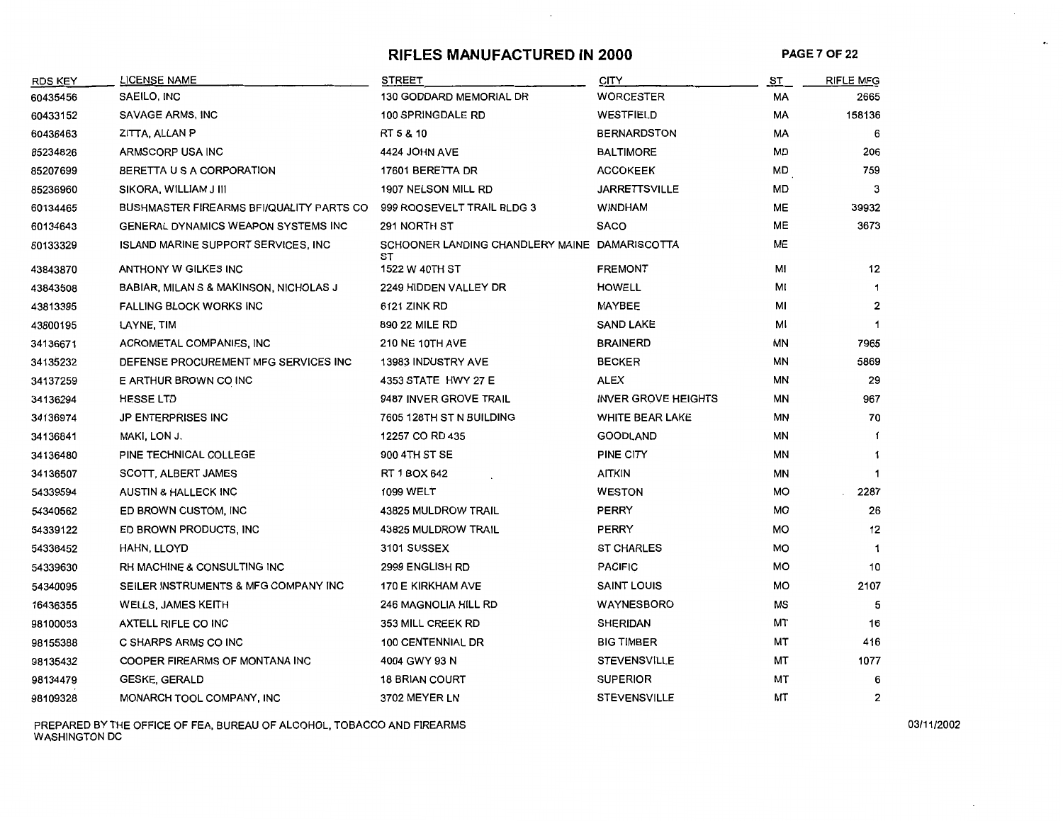# RIFLES MANUFACTURED IN 2000

| RDS KEY | LICENSE NAME | STREET | CITY | ST | RIFLE MFG |
|---|---|---|---|---|---|
| 60435456 | SAEILO, INC | 130 GODDARD MEMORIAL DR | WORCESTER | MA | 2665 |
| 60433152 | SAVAGE ARMS, INC | 100 SPRINGDALE RD | WESTFIELD | MA | 158136 |
| 60436463 | ZITTA, ALLAN P | RT 5 & 10 | BERNARDSTON | MA | 6 |
| 85234826 | ARMSCORP USA INC | 4424 JOHN AVE | BALTIMORE | MD | 206 |
| 85207699 | BERETTA U S A CORPORATION | 17601 BERETTA DR | ACCOKEEK | MD | 759 |
| 85236960 | SIKORA, WILLIAM J III | 1907 NELSON MILL RD | JARRETTSVILLE | MD | 3 |
| 60134465 | BUSHMASTER FIREARMS BFI/QUALITY PARTS CO | 999 ROOSEVELT TRAIL BLDG 3 | WINDHAM | ME | 39932 |
| 60134643 | GENERAL DYNAMICS WEAPON SYSTEMS INC | 291 NORTH ST | SACO | ME | 3673 |
| 60133329 | ISLAND MARINE SUPPORT SERVICES, INC | SCHOONER LANDING CHANDLERY MAINE ST | DAMARISCOTTA | ME | |
| 43843870 | ANTHONY W GILKES INC | 1522 W 40TH ST | FREMONT | MI | 12 |
| 43843508 | BABIAR, MILAN S & MAKINSON, NICHOLAS J | 2249 HIDDEN VALLEY DR | HOWELL | MI | 1 |
| 43813395 | FALLING BLOCK WORKS INC | 6121 ZINK RD | MAYBEE | MI | 2 |
| 43800195 | LAYNE, TIM | 890 22 MILE RD | SAND LAKE | MI | 1 |
| 34136671 | ACROMETAL COMPANIES, INC | 210 NE 10TH AVE | BRAINERD | MN | 7965 |
| 34135232 | DEFENSE PROCUREMENT MFG SERVICES INC | 13983 INDUSTRY AVE | BECKER | MN | 5869 |
| 34137259 | E ARTHUR BROWN CO INC | 4353 STATE HWY 27 E | ALEX | MN | 29 |
| 34136294 | HESSE LTD | 9487 INVER GROVE TRAIL | INVER GROVE HEIGHTS | MN | 967 |
| 34136974 | JP ENTERPRISES INC | 7605 128TH ST N BUILDING | WHITE BEAR LAKE | MN | 70 |
| 34136841 | MAKI, LON J. | 12257 CO RD 435 | GOODLAND | MN | 1 |
| 34136480 | PINE TECHNICAL COLLEGE | 900 4TH ST SE | PINE CITY | MN | 1 |
| 34136507 | SCOTT, ALBERT JAMES | RT 1 BOX 642 | AITKIN | MN | 1 |
| 54339594 | AUSTIN & HALLECK INC | 1099 WELT | WESTON | MO | 2287 |
| 54340562 | ED BROWN CUSTOM, INC | 43825 MULDROW TRAIL | PERRY | MO | 26 |
| 54339122 | ED BROWN PRODUCTS, INC | 43825 MULDROW TRAIL | PERRY | MO | 12 |
| 54336452 | HAHN, LLOYD | 3101 SUSSEX | ST CHARLES | MO | 1 |
| 54339630 | RH MACHINE & CONSULTING INC | 2999 ENGLISH RD | PACIFIC | MO | 10 |
| 54340095 | SEILER INSTRUMENTS & MFG COMPANY INC | 170 E KIRKHAM AVE | SAINT LOUIS | MO | 2107 |
| 16436355 | WELLS, JAMES KEITH | 246 MAGNOLIA HILL RD | WAYNESBORO | MS | 5 |
| 98100053 | AXTELL RIFLE CO INC | 353 MILL CREEK RD | SHERIDAN | MT | 16 |
| 98155388 | C SHARPS ARMS CO INC | 100 CENTENNIAL DR | BIG TIMBER | MT | 416 |
| 98135432 | COOPER FIREARMS OF MONTANA INC | 4004 GWY 93 N | STEVENSVILLE | MT | 1077 |
| 98134479 | GESKE, GERALD | 18 BRIAN COURT | SUPERIOR | MT | 6 |
| 98109328 | MONARCH TOOL COMPANY, INC | 3702 MEYER LN | STEVENSVILLE | MT | 2 |

PREPARED BY THE OFFICE OF FEA, BUREAU OF ALCOHOL, TOBACCO AND FIREARMS
WASHINGTON DC

03/11/2002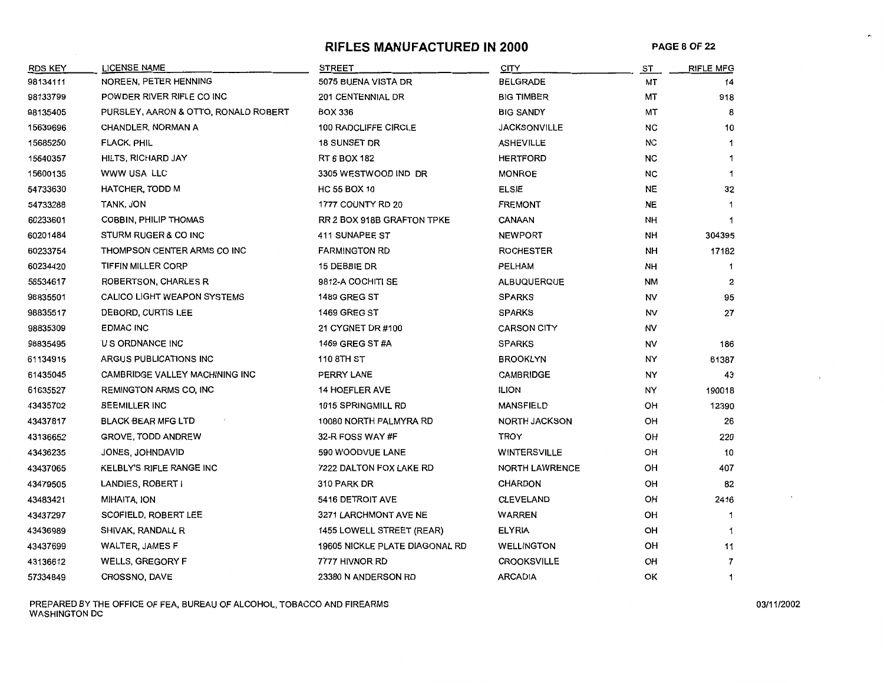# RIFLES MANUFACTURED IN 2000

| RDS KEY | LICENSE NAME | STREET | CITY | ST | RIFLE MFG |
|---|---|---|---|---|---|
| 98134111 | NOREEN, PETER HENNING | 5075 BUENA VISTA DR | BELGRADE | MT | 14 |
| 98133799 | POWDER RIVER RIFLE CO INC | 201 CENTENNIAL DR | BIG TIMBER | MT | 918 |
| 98135405 | PURSLEY, AARON & OTTO, RONALD ROBERT | BOX 336 | BIG SANDY | MT | 8 |
| 15639696 | CHANDLER, NORMAN A | 100 RADCLIFFE CIRCLE | JACKSONVILLE | NC | 10 |
| 15685250 | FLACK, PHIL | 18 SUNSET DR | ASHEVILLE | NC | 1 |
| 15640357 | HILTS, RICHARD JAY | RT 6 BOX 182 | HERTFORD | NC | 1 |
| 15600135 | WWW USA LLC | 3305 WESTWOOD IND DR | MONROE | NC | 1 |
| 54733630 | HATCHER, TODD M | HC 55 BOX 10 | ELSIE | NE | 32 |
| 54733288 | TANK, JON | 1777 COUNTY RD 20 | FREMONT | NE | 1 |
| 60233601 | COBBIN, PHILIP THOMAS | RR 2 BOX 918B GRAFTON TPKE | CANAAN | NH | 1 |
| 60201484 | STURM RUGER & CO INC | 411 SUNAPEE ST | NEWPORT | NH | 304395 |
| 60233754 | THOMPSON CENTER ARMS CO INC | FARMINGTON RD | ROCHESTER | NH | 17182 |
| 60234420 | TIFFIN MILLER CORP | 15 DEBBIE DR | PELHAM | NH | 1 |
| 58534617 | ROBERTSON, CHARLES R | 9812-A COCHITI SE | ALBUQUERQUE | NM | 2 |
| 98835501 | CALICO LIGHT WEAPON SYSTEMS | 1489 GREG ST | SPARKS | NV | 95 |
| 98835517 | DEBORD, CURTIS LEE | 1469 GREG ST | SPARKS | NV | 27 |
| 98835309 | EDMAC INC | 21 CYGNET DR #100 | CARSON CITY | NV | |
| 98835495 | U S ORDNANCE INC | 1469 GREG ST #A | SPARKS | NV | 186 |
| 61134915 | ARGUS PUBLICATIONS INC | 110 8TH ST | BROOKLYN | NY | 61387 |
| 61435045 | CAMBRIDGE VALLEY MACHINING INC | PERRY LANE | CAMBRIDGE | NY | 43 |
| 61635527 | REMINGTON ARMS CO, INC | 14 HOEFLER AVE | ILION | NY | 190018 |
| 43435702 | BEEMILLER INC | 1015 SPRINGMILL RD | MANSFIELD | OH | 12390 |
| 43437817 | BLACK BEAR MFG LTD | 10080 NORTH PALMYRA RD | NORTH JACKSON | OH | 26 |
| 43136652 | GROVE, TODD ANDREW | 32-R FOSS WAY #F | TROY | OH | 220 |
| 43436235 | JONES, JOHNDAVID | 590 WOODVUE LANE | WINTERSVILLE | OH | 10 |
| 43437065 | KELBLY'S RIFLE RANGE INC | 7222 DALTON FOX LAKE RD | NORTH LAWRENCE | OH | 407 |
| 43479505 | LANDIES, ROBERT I | 310 PARK DR | CHARDON | OH | 82 |
| 43483421 | MIHAITA, ION | 5416 DETROIT AVE | CLEVELAND | OH | 2416 |
| 43437297 | SCOFIELD, ROBERT LEE | 3271 LARCHMONT AVE NE | WARREN | OH | 1 |
| 43436989 | SHIVAK, RANDALL R | 1455 LOWELL STREET (REAR) | ELYRIA | OH | 1 |
| 43437699 | WALTER, JAMES F | 19605 NICKLE PLATE DIAGONAL RD | WELLINGTON | OH | 11 |
| 43136612 | WELLS, GREGORY F | 7777 HIVNOR RD | CROOKSVILLE | OH | 7 |
| 57334849 | CROSSNO, DAVE | 23380 N ANDERSON RD | ARCADIA | OK | 1 |

PREPARED BY THE OFFICE OF FEA, BUREAU OF ALCOHOL, TOBACCO AND FIREARMS
WASHINGTON DC

03/11/2002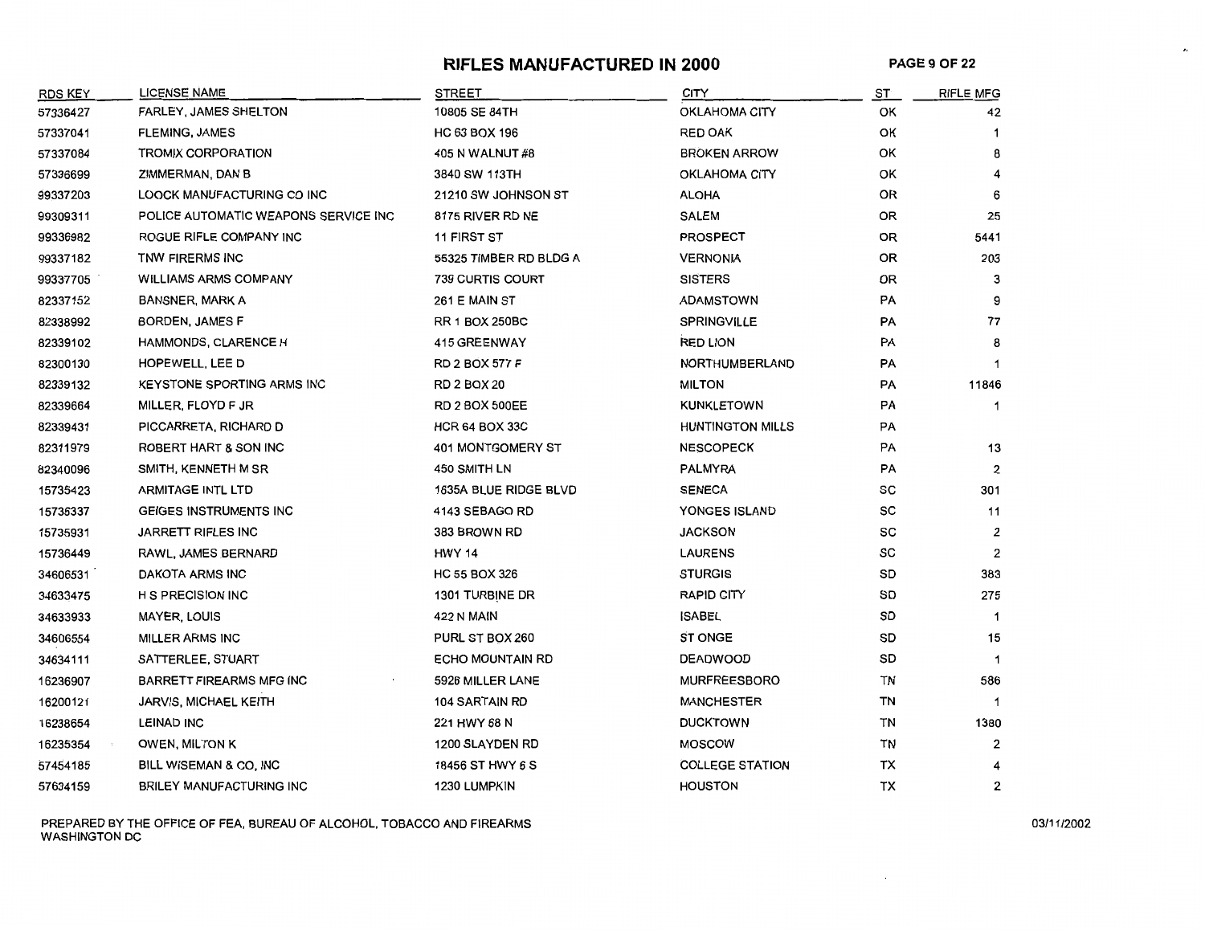# RIFLES MANUFACTURED IN 2000

| RDS KEY | LICENSE NAME | STREET | CITY | ST | RIFLE MFG |
|---|---|---|---|---|---|
| 57336427 | FARLEY, JAMES SHELTON | 10805 SE 84TH | OKLAHOMA CITY | OK | 42 |
| 57337041 | FLEMING, JAMES | HC 63 BOX 196 | RED OAK | OK | 1 |
| 57337084 | TROMIX CORPORATION | 405 N WALNUT #8 | BROKEN ARROW | OK | 8 |
| 57336699 | ZIMMERMAN, DAN B | 3840 SW 113TH | OKLAHOMA CITY | OK | 4 |
| 99337203 | LOOCK MANUFACTURING CO INC | 21210 SW JOHNSON ST | ALOHA | OR | 6 |
| 99309311 | POLICE AUTOMATIC WEAPONS SERVICE INC | 8175 RIVER RD NE | SALEM | OR | 25 |
| 99336982 | ROGUE RIFLE COMPANY INC | 11 FIRST ST | PROSPECT | OR | 5441 |
| 99337182 | TNW FIRERMS INC | 55325 TIMBER RD BLDG A | VERNONIA | OR | 203 |
| 99337705 | WILLIAMS ARMS COMPANY | 739 CURTIS COURT | SISTERS | OR | 3 |
| 82337152 | BANSNER, MARK A | 261 E MAIN ST | ADAMSTOWN | PA | 9 |
| 82338992 | BORDEN, JAMES F | RR 1 BOX 250BC | SPRINGVILLE | PA | 77 |
| 82339102 | HAMMONDS, CLARENCE H | 415 GREENWAY | RED LION | PA | 8 |
| 82300130 | HOPEWELL, LEE D | RD 2 BOX 577 F | NORTHUMBERLAND | PA | 1 |
| 82339132 | KEYSTONE SPORTING ARMS INC | RD 2 BOX 20 | MILTON | PA | 11846 |
| 82339664 | MILLER, FLOYD F JR | RD 2 BOX 500EE | KUNKLETOWN | PA | 1 |
| 82339431 | PICCARRETA, RICHARD D | HCR 64 BOX 33C | HUNTINGTON MILLS | PA | |
| 82311979 | ROBERT HART & SON INC | 401 MONTGOMERY ST | NESCOPECK | PA | 13 |
| 82340096 | SMITH, KENNETH M SR | 450 SMITH LN | PALMYRA | PA | 2 |
| 15735423 | ARMITAGE INTL LTD | 1635A BLUE RIDGE BLVD | SENECA | SC | 301 |
| 15736337 | GEIGES INSTRUMENTS INC | 4143 SEBAGO RD | YONGES ISLAND | SC | 11 |
| 15735931 | JARRETT RIFLES INC | 383 BROWN RD | JACKSON | SC | 2 |
| 15736449 | RAWL, JAMES BERNARD | HWY 14 | LAURENS | SC | 2 |
| 34606531 | DAKOTA ARMS INC | HC 55 BOX 326 | STURGIS | SD | 383 |
| 34633475 | H S PRECISION INC | 1301 TURBINE DR | RAPID CITY | SD | 275 |
| 34633933 | MAYER, LOUIS | 422 N MAIN | ISABEL | SD | 1 |
| 34606554 | MILLER ARMS INC | PURL ST BOX 260 | ST ONGE | SD | 15 |
| 34634111 | SATTERLEE, STUART | ECHO MOUNTAIN RD | DEADWOOD | SD | 1 |
| 16236907 | BARRETT FIREARMS MFG INC | 5926 MILLER LANE | MURFREESBORO | TN | 586 |
| 16200121 | JARVIS, MICHAEL KEITH | 104 SARTAIN RD | MANCHESTER | TN | 1 |
| 16238654 | LEINAD INC | 221 HWY 68 N | DUCKTOWN | TN | 1380 |
| 16235354 | OWEN, MILTON K | 1200 SLAYDEN RD | MOSCOW | TN | 2 |
| 57454185 | BILL WISEMAN & CO, INC | 18456 ST HWY 6 S | COLLEGE STATION | TX | 4 |
| 57634159 | BRILEY MANUFACTURING INC | 1230 LUMPKIN | HOUSTON | TX | 2 |

PREPARED BY THE OFFICE OF FEA, BUREAU OF ALCOHOL, TOBACCO AND FIREARMS
WASHINGTON DC

03/11/2002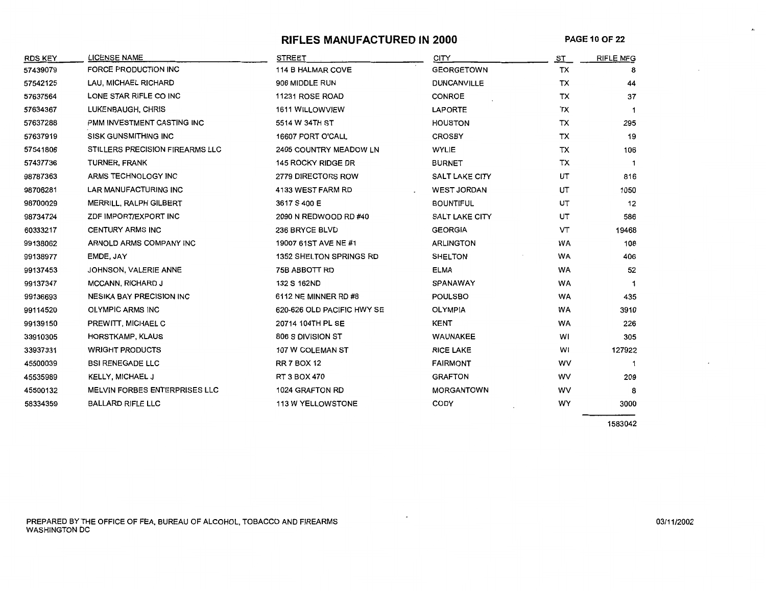# RIFLES MANUFACTURED IN 2000

| RDS KEY | LICENSE NAME | STREET | CITY | ST | RIFLE MFG |
|---|---|---|---|---|---|
| 57439079 | FORCE PRODUCTION INC | 114 B HALMAR COVE | GEORGETOWN | TX | 8 |
| 57542125 | LAU, MICHAEL RICHARD | 906 MIDDLE RUN | DUNCANVILLE | TX | 44 |
| 57637564 | LONE STAR RIFLE CO INC | 11231 ROSE ROAD | CONROE | TX | 37 |
| 57634367 | LUKENBAUGH, CHRIS | 1611 WILLOWVIEW | LAPORTE | TX | 1 |
| 57637288 | PMM INVESTMENT CASTING INC | 5514 W 34TH ST | HOUSTON | TX | 295 |
| 57637919 | SISK GUNSMITHING INC | 16607 PORT O'CALL | CROSBY | TX | 19 |
| 57541806 | STILLERS PRECISION FIREARMS LLC | 2405 COUNTRY MEADOW LN | WYLIE | TX | 106 |
| 57437736 | TURNER, FRANK | 145 ROCKY RIDGE DR | BURNET | TX | 1 |
| 98787363 | ARMS TECHNOLOGY INC | 2779 DIRECTORS ROW | SALT LAKE CITY | UT | 816 |
| 98706281 | LAR MANUFACTURING INC | 4133 WEST FARM RD | WEST JORDAN | UT | 1050 |
| 98700029 | MERRILL, RALPH GILBERT | 3617 S 400 E | BOUNTIFUL | UT | 12 |
| 98734724 | ZDF IMPORT/EXPORT INC | 2090 N REDWOOD RD #40 | SALT LAKE CITY | UT | 586 |
| 60333217 | CENTURY ARMS INC | 236 BRYCE BLVD | GEORGIA | VT | 19468 |
| 99138062 | ARNOLD ARMS COMPANY INC | 19007 61ST AVE NE #1 | ARLINGTON | WA | 108 |
| 99138977 | EMDE, JAY | 1352 SHELTON SPRINGS RD | SHELTON | WA | 406 |
| 99137453 | JOHNSON, VALERIE ANNE | 75B ABBOTT RD | ELMA | WA | 52 |
| 99137347 | MCCANN, RICHARD J | 132 S 162ND | SPANAWAY | WA | 1 |
| 99136693 | NESIKA BAY PRECISION INC | 6112 NE MINNER RD #8 | POULSBO | WA | 435 |
| 99114520 | OLYMPIC ARMS INC | 620-626 OLD PACIFIC HWY SE | OLYMPIA | WA | 3910 |
| 99139150 | PREWITT, MICHAEL C | 20714 104TH PL SE | KENT | WA | 226 |
| 33910305 | HORSTKAMP, KLAUS | 806 S DIVISION ST | WAUNAKEE | WI | 305 |
| 33937331 | WRIGHT PRODUCTS | 107 W COLEMAN ST | RICE LAKE | WI | 127922 |
| 45500039 | BSI RENEGADE LLC | RR 7 BOX 12 | FAIRMONT | WV | 1 |
| 45535989 | KELLY, MICHAEL J | RT 3 BOX 470 | GRAFTON | WV | 209 |
| 45500132 | MELVIN FORBES ENTERPRISES LLC | 1024 GRAFTON RD | MORGANTOWN | WV | 8 |
| 58334359 | BALLARD RIFLE LLC | 113 W YELLOWSTONE | CODY | WY | 3000 |
| | | | | | 1583042 |

PREPARED BY THE OFFICE OF FEA, BUREAU OF ALCOHOL, TOBACCO AND FIREARMS
WASHINGTON DC

03/11/2002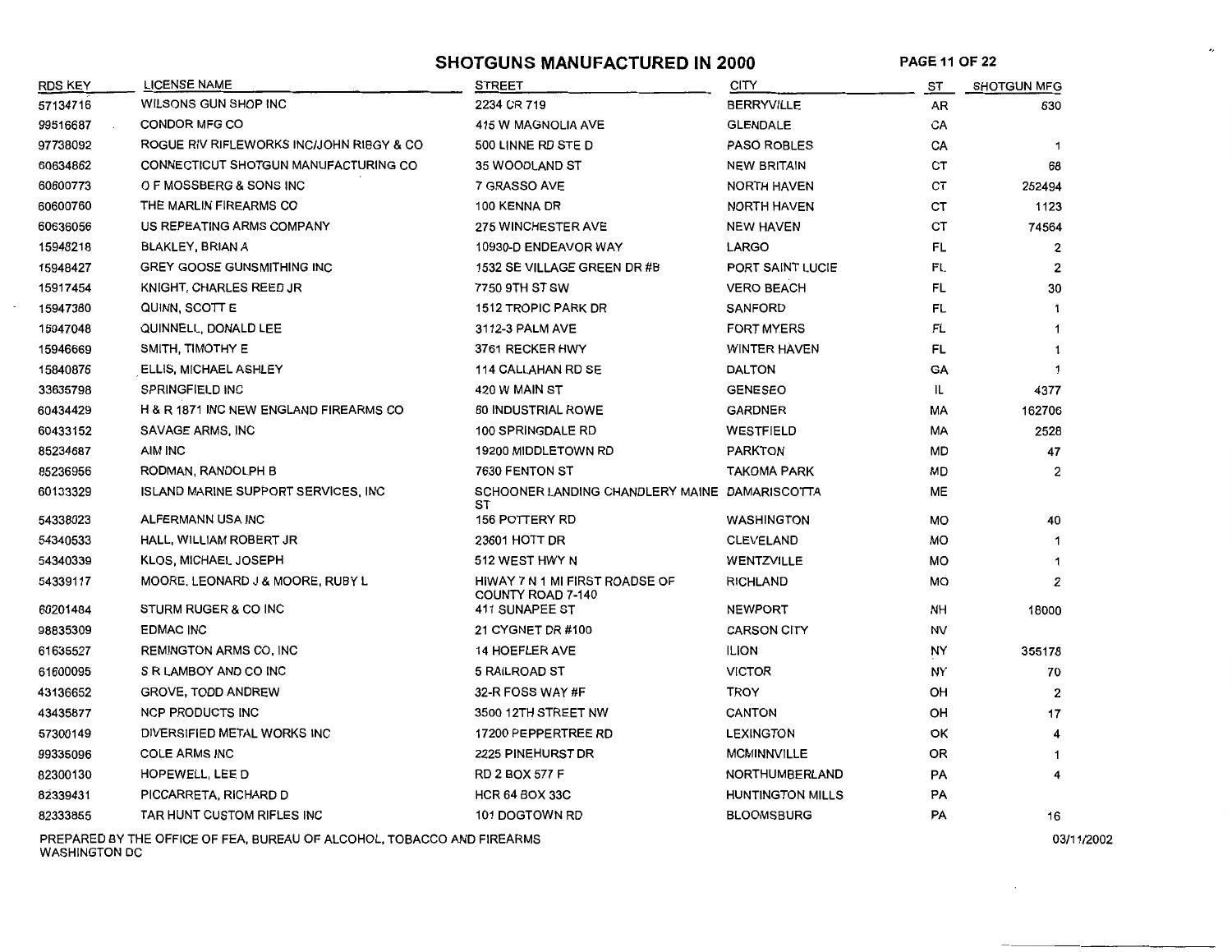# SHOTGUNS MANUFACTURED IN 2000

| RDS KEY | LICENSE NAME | STREET | CITY | ST | SHOTGUN MFG |
|---|---|---|---|---|---|
| 57134716 | WILSONS GUN SHOP INC | 2234 CR 719 | BERRYVILLE | AR | 530 |
| 99516687 | CONDOR MFG CO | 415 W MAGNOLIA AVE | GLENDALE | CA | |
| 97738092 | ROGUE R/V RIFLEWORKS INC/JOHN RIBGY & CO | 500 LINNE RD STE D | PASO ROBLES | CA | 1 |
| 60634862 | CONNECTICUT SHOTGUN MANUFACTURING CO | 35 WOODLAND ST | NEW BRITAIN | CT | 68 |
| 60600773 | O F MOSSBERG & SONS INC | 7 GRASSO AVE | NORTH HAVEN | CT | 252494 |
| 60600760 | THE MARLIN FIREARMS CO | 100 KENNA DR | NORTH HAVEN | CT | 1123 |
| 60636056 | US REPEATING ARMS COMPANY | 275 WINCHESTER AVE | NEW HAVEN | CT | 74564 |
| 15948218 | BLAKLEY, BRIAN A | 10930-D ENDEAVOR WAY | LARGO | FL | 2 |
| 15948427 | GREY GOOSE GUNSMITHING INC | 1532 SE VILLAGE GREEN DR #B | PORT SAINT LUCIE | FL | 2 |
| 15917454 | KNIGHT, CHARLES REED JR | 7750 9TH ST SW | VERO BEACH | FL | 30 |
| 15947380 | QUINN, SCOTT E | 1512 TROPIC PARK DR | SANFORD | FL | 1 |
| 15947048 | QUINNELL, DONALD LEE | 3112-3 PALM AVE | FORT MYERS | FL | 1 |
| 15946669 | SMITH, TIMOTHY E | 3761 RECKER HWY | WINTER HAVEN | FL | 1 |
| 15840876 | ELLIS, MICHAEL ASHLEY | 114 CALLAHAN RD SE | DALTON | GA | 1 |
| 33635798 | SPRINGFIELD INC | 420 W MAIN ST | GENESEO | IL | 4377 |
| 60434429 | H & R 1871 INC NEW ENGLAND FIREARMS CO | 60 INDUSTRIAL ROWE | GARDNER | MA | 162706 |
| 60433152 | SAVAGE ARMS, INC | 100 SPRINGDALE RD | WESTFIELD | MA | 2528 |
| 85234687 | AIM INC | 19200 MIDDLETOWN RD | PARKTON | MD | 47 |
| 85236956 | RODMAN, RANDOLPH B | 7630 FENTON ST | TAKOMA PARK | MD | 2 |
| 60133329 | ISLAND MARINE SUPPORT SERVICES, INC | SCHOONER LANDING CHANDLERY MAINE ST | DAMARISCOTTA | ME | |
| 54338023 | ALFERMANN USA INC | 156 POTTERY RD | WASHINGTON | MO | 40 |
| 54340533 | HALL, WILLIAM ROBERT JR | 23601 HOTT DR | CLEVELAND | MO | 1 |
| 54340339 | KLOS, MICHAEL JOSEPH | 512 WEST HWY N | WENTZVILLE | MO | 1 |
| 54339117 | MOORE, LEONARD J & MOORE, RUBY L | HIWAY 7 N 1 MI FIRST ROADSE OF COUNTY ROAD 7-140 | RICHLAND | MO | 2 |
| 60201484 | STURM RUGER & CO INC | 411 SUNAPEE ST | NEWPORT | NH | 18000 |
| 98835309 | EDMAC INC | 21 CYGNET DR #100 | CARSON CITY | NV | |
| 61635527 | REMINGTON ARMS CO, INC | 14 HOEFLER AVE | ILION | NY | 355178 |
| 61600095 | S R LAMBOY AND CO INC | 5 RAILROAD ST | VICTOR | NY | 70 |
| 43136652 | GROVE, TODD ANDREW | 32-R FOSS WAY #F | TROY | OH | 2 |
| 43435877 | NCP PRODUCTS INC | 3500 12TH STREET NW | CANTON | OH | 17 |
| 57300149 | DIVERSIFIED METAL WORKS INC | 17200 PEPPERTREE RD | LEXINGTON | OK | 4 |
| 99335096 | COLE ARMS INC | 2225 PINEHURST DR | MCMINNVILLE | OR | 1 |
| 82300130 | HOPEWELL, LEE D | RD 2 BOX 577 F | NORTHUMBERLAND | PA | 4 |
| 82339431 | PICCARRETA, RICHARD D | HCR 64 BOX 33C | HUNTINGTON MILLS | PA | |
| 82333855 | TAR HUNT CUSTOM RIFLES INC | 101 DOGTOWN RD | BLOOMSBURG | PA | 16 |

PREPARED BY THE OFFICE OF FEA, BUREAU OF ALCOHOL, TOBACCO AND FIREARMS
WASHINGTON DC

03/11/2002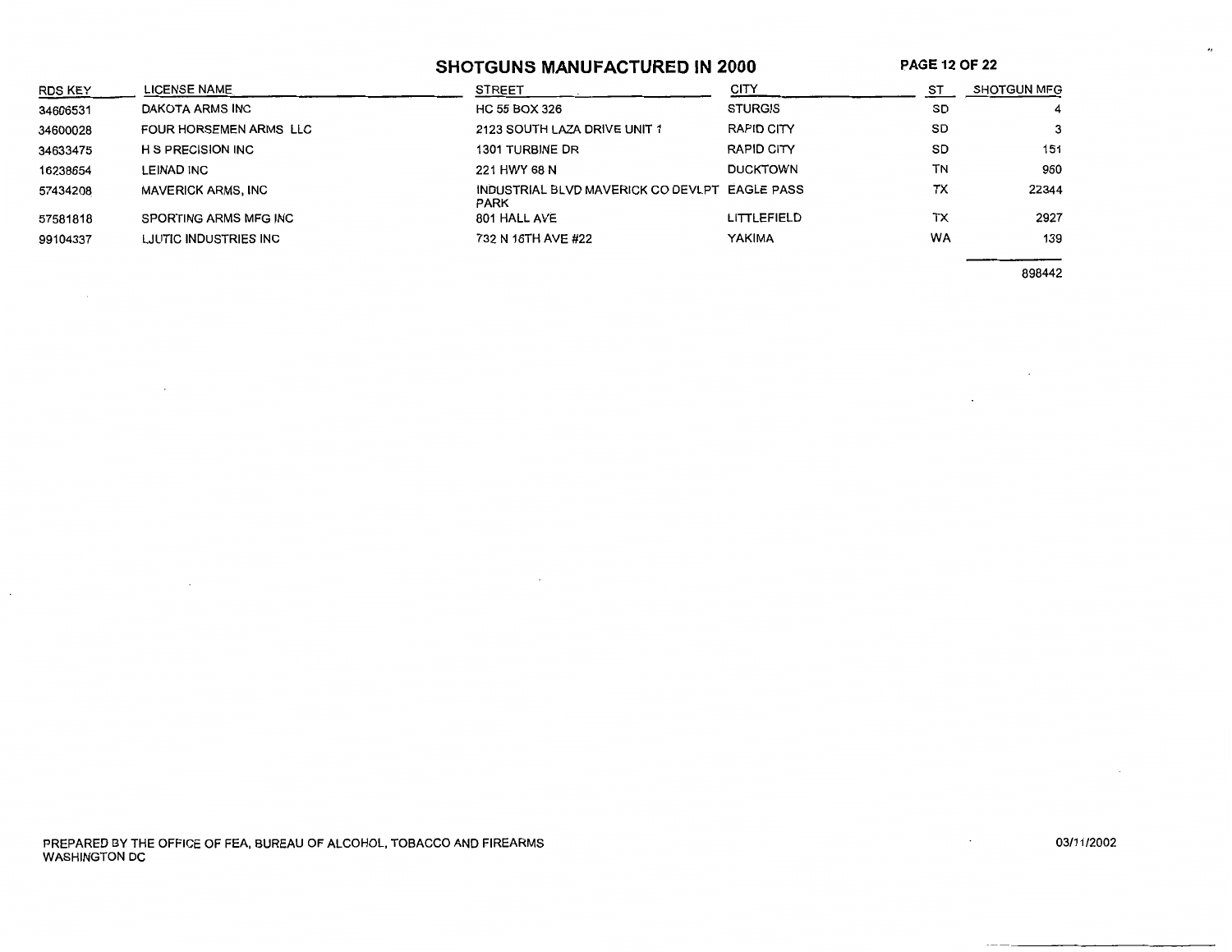# SHOTGUNS MANUFACTURED IN 2000

| RDS KEY | LICENSE NAME | STREET | CITY | ST | SHOTGUN MFG |
|---|---|---|---|---|---|
| 34606531 | DAKOTA ARMS INC | HC 55 BOX 326 | STURGIS | SD | 4 |
| 34600028 | FOUR HORSEMEN ARMS LLC | 2123 SOUTH LAZA DRIVE UNIT 1 | RAPID CITY | SD | 3 |
| 34633475 | H S PRECISION INC | 1301 TURBINE DR | RAPID CITY | SD | 151 |
| 16238654 | LEINAD INC | 221 HWY 68 N | DUCKTOWN | TN | 960 |
| 57434208 | MAVERICK ARMS, INC | INDUSTRIAL BLVD MAVERICK CO DEVLPT PARK | EAGLE PASS | TX | 22344 |
| 57581818 | SPORTING ARMS MFG INC | 801 HALL AVE | LITTLEFIELD | TX | 2927 |
| 99104337 | LJUTIC INDUSTRIES INC | 732 N 16TH AVE #22 | YAKIMA | WA | 139 |
| | | | | | 898442 |

PREPARED BY THE OFFICE OF FEA, BUREAU OF ALCOHOL, TOBACCO AND FIREARMS
WASHINGTON DC

03/11/2002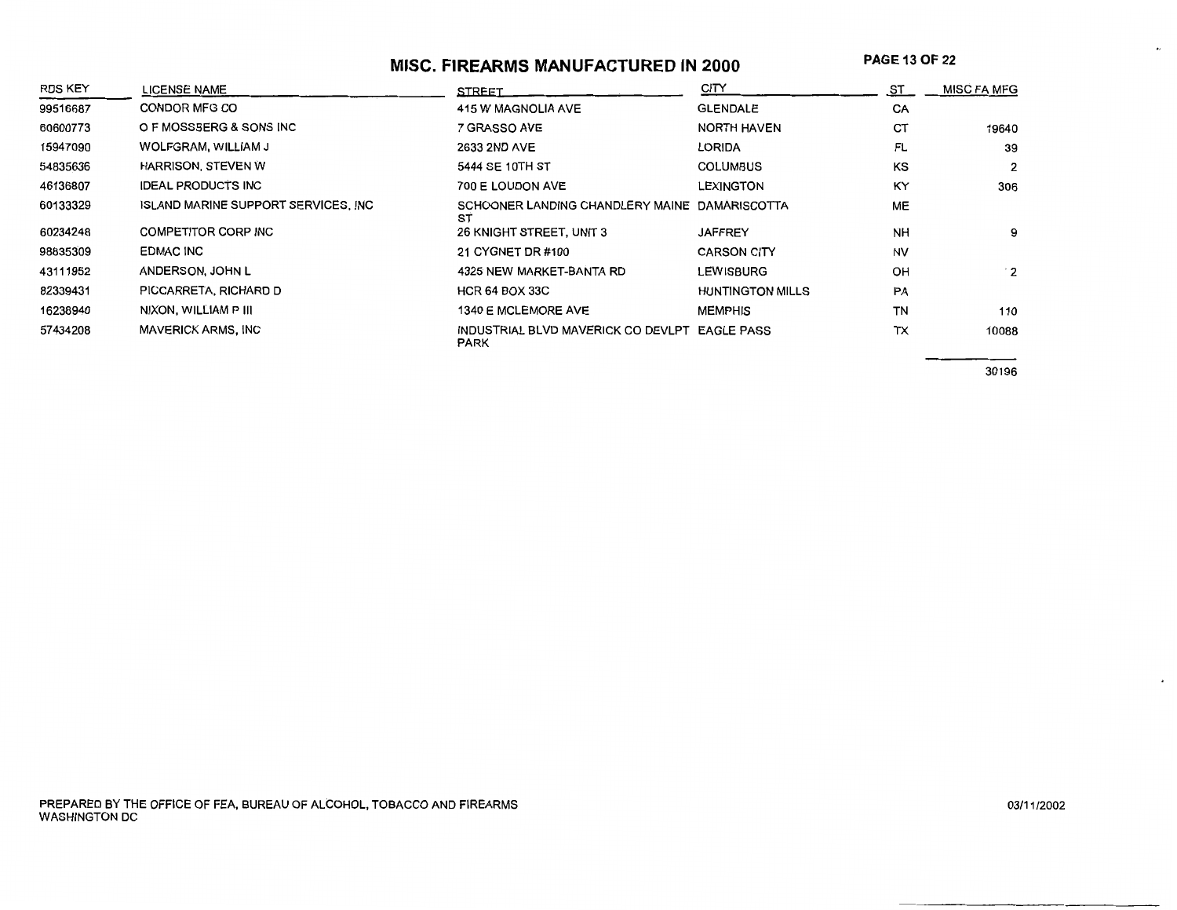# MISC. FIREARMS MANUFACTURED IN 2000

| RDS KEY | LICENSE NAME | STREET | CITY | ST | MISC FA MFG |
|---|---|---|---|---|---|
| 99516687 | CONDOR MFG CO | 415 W MAGNOLIA AVE | GLENDALE | CA | |
| 60600773 | O F MOSSBERG & SONS INC | 7 GRASSO AVE | NORTH HAVEN | CT | 19640 |
| 15947090 | WOLFGRAM, WILLIAM J | 2633 2ND AVE | LORIDA | FL | 39 |
| 54835636 | HARRISON, STEVEN W | 5444 SE 10TH ST | COLUMBUS | KS | 2 |
| 46136807 | IDEAL PRODUCTS INC | 700 E LOUDON AVE | LEXINGTON | KY | 306 |
| 60133329 | ISLAND MARINE SUPPORT SERVICES, INC | SCHOONER LANDING CHANDLERY MAINE ST | DAMARISCOTTA | ME | |
| 60234248 | COMPETITOR CORP INC | 26 KNIGHT STREET, UNIT 3 | JAFFREY | NH | 9 |
| 98835309 | EDMAC INC | 21 CYGNET DR #100 | CARSON CITY | NV | |
| 43111952 | ANDERSON, JOHN L | 4325 NEW MARKET-BANTA RD | LEWISBURG | OH | 2 |
| 82339431 | PICCARRETA, RICHARD D | HCR 64 BOX 33C | HUNTINGTON MILLS | PA | |
| 16236940 | NIXON, WILLIAM P III | 1340 E MCLEMORE AVE | MEMPHIS | TN | 110 |
| 57434208 | MAVERICK ARMS, INC | INDUSTRIAL BLVD MAVERICK CO DEVLPT PARK | EAGLE PASS | TX | 10088 |
| | | | | | 30196 |

PREPARED BY THE OFFICE OF FEA, BUREAU OF ALCOHOL, TOBACCO AND FIREARMS
WASHINGTON DC

03/11/2002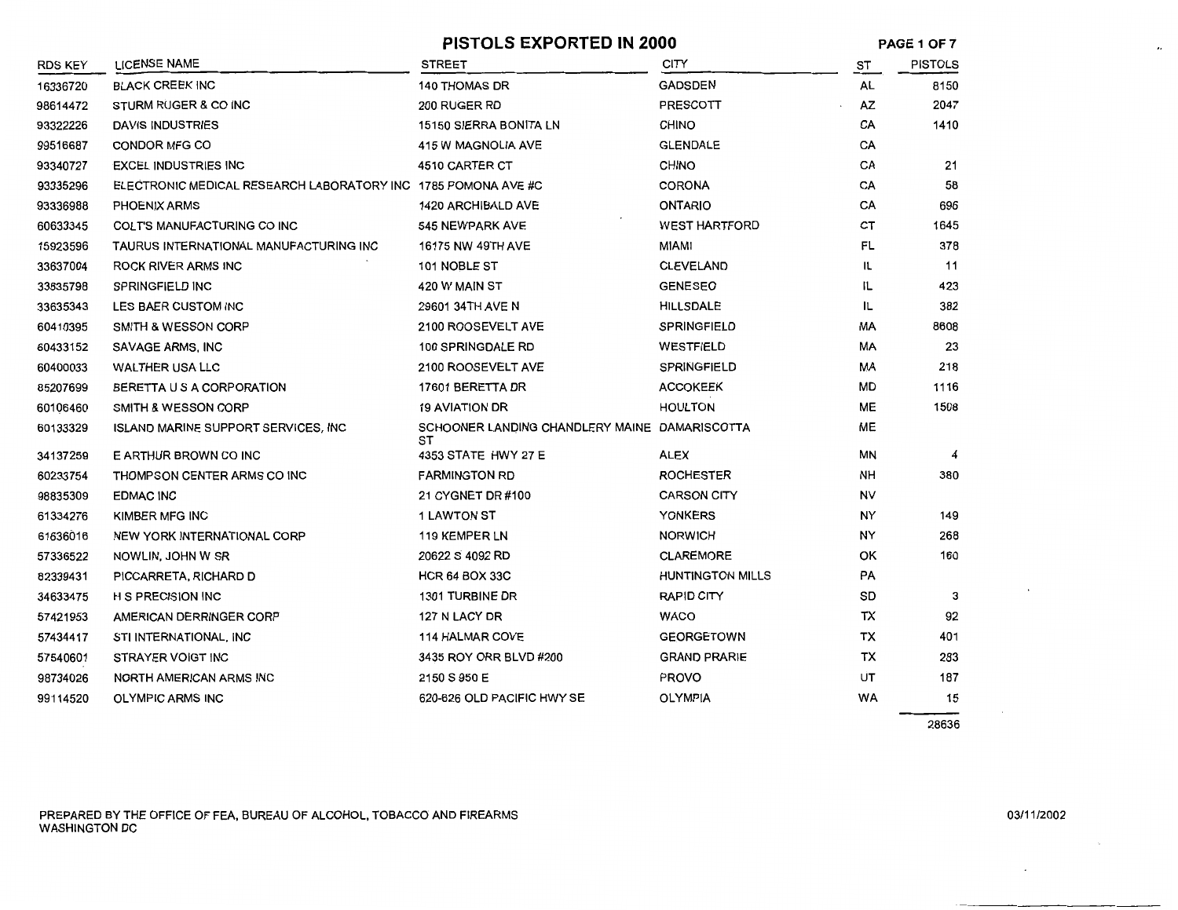# PISTOLS EXPORTED IN 2000

| RDS KEY | LICENSE NAME | STREET | CITY | ST | PISTOLS |
|---|---|---|---|---|---|
| 16336720 | BLACK CREEK INC | 140 THOMAS DR | GADSDEN | AL | 8150 |
| 98614472 | STURM RUGER & CO INC | 200 RUGER RD | PRESCOTT | AZ | 2047 |
| 93322226 | DAVIS INDUSTRIES | 15150 SIERRA BONITA LN | CHINO | CA | 1410 |
| 99516687 | CONDOR MFG CO | 415 W MAGNOLIA AVE | GLENDALE | CA | |
| 93340727 | EXCEL INDUSTRIES INC | 4510 CARTER CT | CHINO | CA | 21 |
| 93335296 | ELECTRONIC MEDICAL RESEARCH LABORATORY INC | 1785 POMONA AVE #C | CORONA | CA | 58 |
| 93336988 | PHOENIX ARMS | 1420 ARCHIBALD AVE | ONTARIO | CA | 696 |
| 60633345 | COLT'S MANUFACTURING CO INC | 545 NEWPARK AVE | WEST HARTFORD | CT | 1645 |
| 15923596 | TAURUS INTERNATIONAL MANUFACTURING INC | 16175 NW 49TH AVE | MIAMI | FL | 378 |
| 33637004 | ROCK RIVER ARMS INC | 101 NOBLE ST | CLEVELAND | IL | 11 |
| 33635798 | SPRINGFIELD INC | 420 W MAIN ST | GENESEO | IL | 423 |
| 33635343 | LES BAER CUSTOM INC | 29601 34TH AVE N | HILLSDALE | IL | 382 |
| 60410395 | SMITH & WESSON CORP | 2100 ROOSEVELT AVE | SPRINGFIELD | MA | 8608 |
| 60433152 | SAVAGE ARMS, INC | 100 SPRINGDALE RD | WESTFIELD | MA | 23 |
| 60400033 | WALTHER USA LLC | 2100 ROOSEVELT AVE | SPRINGFIELD | MA | 218 |
| 85207699 | BERETTA U S A CORPORATION | 17601 BERETTA DR | ACCOKEEK | MD | 1116 |
| 60106460 | SMITH & WESSON CORP | 19 AVIATION DR | HOULTON | ME | 1508 |
| 60133329 | ISLAND MARINE SUPPORT SERVICES, INC | SCHOONER LANDING CHANDLERY MAINE ST | DAMARISCOTTA | ME | |
| 34137259 | E ARTHUR BROWN CO INC | 4353 STATE HWY 27 E | ALEX | MN | 4 |
| 60233754 | THOMPSON CENTER ARMS CO INC | FARMINGTON RD | ROCHESTER | NH | 380 |
| 98835309 | EDMAC INC | 21 CYGNET DR #100 | CARSON CITY | NV | |
| 61334276 | KIMBER MFG INC | 1 LAWTON ST | YONKERS | NY | 149 |
| 61636016 | NEW YORK INTERNATIONAL CORP | 119 KEMPER LN | NORWICH | NY | 268 |
| 57336522 | NOWLIN, JOHN W SR | 20622 S 4092 RD | CLAREMORE | OK | 160 |
| 82339431 | PICCARRETA, RICHARD D | HCR 64 BOX 33C | HUNTINGTON MILLS | PA | |
| 34633475 | H S PRECISION INC | 1301 TURBINE DR | RAPID CITY | SD | 3 |
| 57421953 | AMERICAN DERRINGER CORP | 127 N LACY DR | WACO | TX | 92 |
| 57434417 | STI INTERNATIONAL, INC | 114 HALMAR COVE | GEORGETOWN | TX | 401 |
| 57540601 | STRAYER VOIGT INC | 3435 ROY ORR BLVD #200 | GRAND PRARIE | TX | 283 |
| 98734026 | NORTH AMERICAN ARMS INC | 2150 S 950 E | PROVO | UT | 187 |
| 99114520 | OLYMPIC ARMS INC | 620-626 OLD PACIFIC HWY SE | OLYMPIA | WA | 15 |
| | | | | | 28636 |

PREPARED BY THE OFFICE OF FEA, BUREAU OF ALCOHOL, TOBACCO AND FIREARMS
WASHINGTON DC

03/11/2002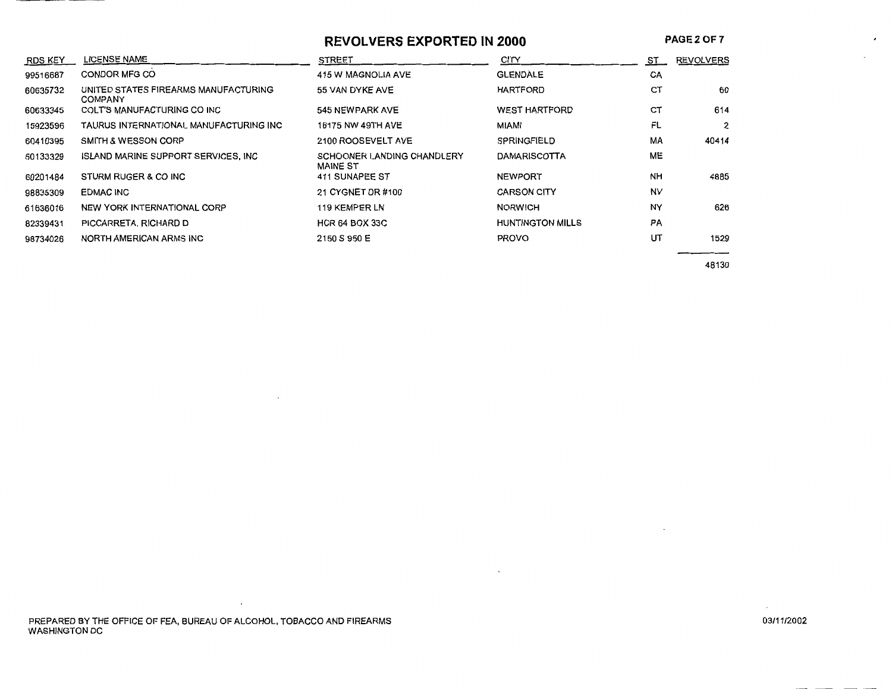# REVOLVERS EXPORTED IN 2000

| RDS KEY | LICENSE NAME | STREET | CITY | ST | REVOLVERS |
|---|---|---|---|---|---|
| 99516687 | CONDOR MFG CO | 415 W MAGNOLIA AVE | GLENDALE | CA | |
| 60635732 | UNITED STATES FIREARMS MANUFACTURING COMPANY | 55 VAN DYKE AVE | HARTFORD | CT | 60 |
| 60633345 | COLT'S MANUFACTURING CO INC | 545 NEWPARK AVE | WEST HARTFORD | CT | 614 |
| 15923596 | TAURUS INTERNATIONAL MANUFACTURING INC | 16175 NW 49TH AVE | MIAMI | FL | 2 |
| 60410395 | SMITH & WESSON CORP | 2100 ROOSEVELT AVE | SPRINGFIELD | MA | 40414 |
| 60133329 | ISLAND MARINE SUPPORT SERVICES, INC | SCHOONER LANDING CHANDLERY MAINE ST | DAMARISCOTTA | ME | |
| 60201484 | STURM RUGER & CO INC | 411 SUNAPEE ST | NEWPORT | NH | 4885 |
| 98835309 | EDMAC INC | 21 CYGNET DR #100 | CARSON CITY | NV | |
| 61636016 | NEW YORK INTERNATIONAL CORP | 119 KEMPER LN | NORWICH | NY | 626 |
| 82339431 | PICCARRETA, RICHARD D | HCR 64 BOX 33C | HUNTINGTON MILLS | PA | |
| 98734026 | NORTH AMERICAN ARMS INC | 2150 S 950 E | PROVO | UT | 1529 |
| | | | | | 48130 |

PREPARED BY THE OFFICE OF FEA, BUREAU OF ALCOHOL, TOBACCO AND FIREARMS
WASHINGTON DC

03/11/2002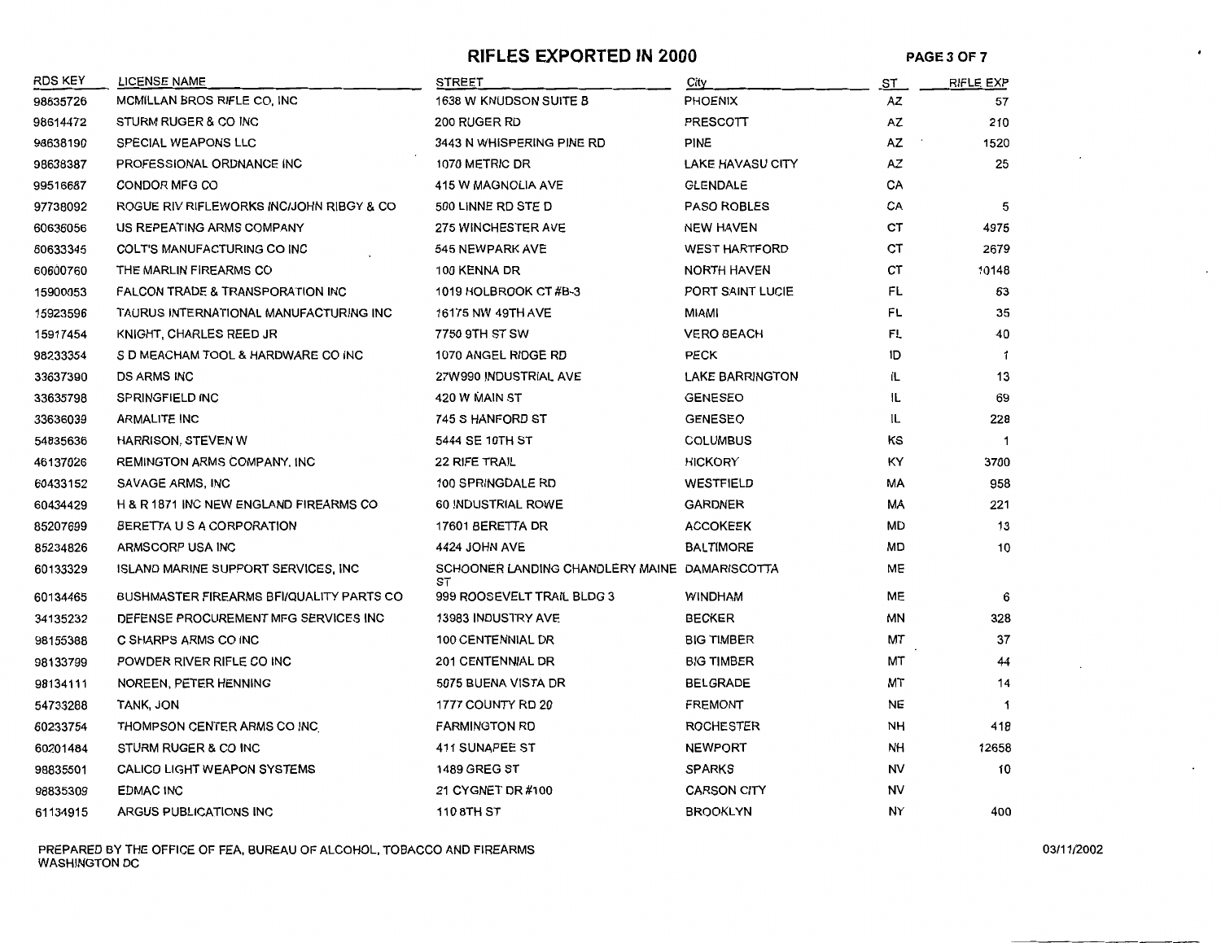# RIFLES EXPORTED IN 2000

| RDS KEY | LICENSE NAME | STREET | City | ST | RIFLE EXP |
|---|---|---|---|---|---|
| 98635726 | MCMILLAN BROS RIFLE CO, INC | 1638 W KNUDSON SUITE B | PHOENIX | AZ | 57 |
| 98614472 | STURM RUGER & CO INC | 200 RUGER RD | PRESCOTT | AZ | 210 |
| 98638190 | SPECIAL WEAPONS LLC | 3443 N WHISPERING PINE RD | PINE | AZ | 1520 |
| 98638387 | PROFESSIONAL ORDNANCE INC | 1070 METRIC DR | LAKE HAVASU CITY | AZ | 25 |
| 99516687 | CONDOR MFG CO | 415 W MAGNOLIA AVE | GLENDALE | CA | |
| 97738092 | ROGUE RIV RIFLEWORKS INC/JOHN RIBGY & CO | 500 LINNE RD STE D | PASO ROBLES | CA | 5 |
| 60636056 | US REPEATING ARMS COMPANY | 275 WINCHESTER AVE | NEW HAVEN | CT | 4975 |
| 60633345 | COLT'S MANUFACTURING CO INC | 545 NEWPARK AVE | WEST HARTFORD | CT | 2679 |
| 60600760 | THE MARLIN FIREARMS CO | 100 KENNA DR | NORTH HAVEN | CT | 10148 |
| 15900053 | FALCON TRADE & TRANSPORATION INC | 1019 HOLBROOK CT #B-3 | PORT SAINT LUCIE | FL | 63 |
| 15923596 | TAURUS INTERNATIONAL MANUFACTURING INC | 16175 NW 49TH AVE | MIAMI | FL | 35 |
| 15917454 | KNIGHT, CHARLES REED JR | 7750 9TH ST SW | VERO BEACH | FL | 40 |
| 98233354 | S D MEACHAM TOOL & HARDWARE CO INC | 1070 ANGEL RIDGE RD | PECK | ID | 1 |
| 33637390 | DS ARMS INC | 27W990 INDUSTRIAL AVE | LAKE BARRINGTON | IL | 13 |
| 33635798 | SPRINGFIELD INC | 420 W MAIN ST | GENESEO | IL | 69 |
| 33636039 | ARMALITE INC | 745 S HANFORD ST | GENESEO | IL | 228 |
| 54835636 | HARRISON, STEVEN W | 5444 SE 10TH ST | COLUMBUS | KS | 1 |
| 46137026 | REMINGTON ARMS COMPANY, INC | 22 RIFE TRAIL | HICKORY | KY | 3700 |
| 60433152 | SAVAGE ARMS, INC | 100 SPRINGDALE RD | WESTFIELD | MA | 958 |
| 60434429 | H & R 1871 INC NEW ENGLAND FIREARMS CO | 60 INDUSTRIAL ROWE | GARDNER | MA | 221 |
| 85207699 | BERETTA U S A CORPORATION | 17601 BERETTA DR | ACCOKEEK | MD | 13 |
| 85234826 | ARMSCORP USA INC | 4424 JOHN AVE | BALTIMORE | MD | 10 |
| 60133329 | ISLAND MARINE SUPPORT SERVICES, INC | SCHOONER LANDING CHANDLERY MAINE ST | DAMARISCOTTA | ME | |
| 60134465 | BUSHMASTER FIREARMS BFI/QUALITY PARTS CO | 999 ROOSEVELT TRAIL BLDG 3 | WINDHAM | ME | 6 |
| 34135232 | DEFENSE PROCUREMENT MFG SERVICES INC | 13983 INDUSTRY AVE | BECKER | MN | 328 |
| 98155388 | C SHARPS ARMS CO INC | 100 CENTENNIAL DR | BIG TIMBER | MT | 37 |
| 98133799 | POWDER RIVER RIFLE CO INC | 201 CENTENNIAL DR | BIG TIMBER | MT | 44 |
| 98134111 | NOREEN, PETER HENNING | 5075 BUENA VISTA DR | BELGRADE | MT | 14 |
| 54733288 | TANK, JON | 1777 COUNTY RD 20 | FREMONT | NE | 1 |
| 60233754 | THOMPSON CENTER ARMS CO INC | FARMINGTON RD | ROCHESTER | NH | 418 |
| 60201484 | STURM RUGER & CO INC | 411 SUNAPEE ST | NEWPORT | NH | 12658 |
| 98835501 | CALICO LIGHT WEAPON SYSTEMS | 1489 GREG ST | SPARKS | NV | 10 |
| 98835309 | EDMAC INC | 21 CYGNET DR #100 | CARSON CITY | NV | |
| 61134915 | ARGUS PUBLICATIONS INC | 110 8TH ST | BROOKLYN | NY | 400 |

PREPARED BY THE OFFICE OF FEA, BUREAU OF ALCOHOL, TOBACCO AND FIREARMS
WASHINGTON DC

03/11/2002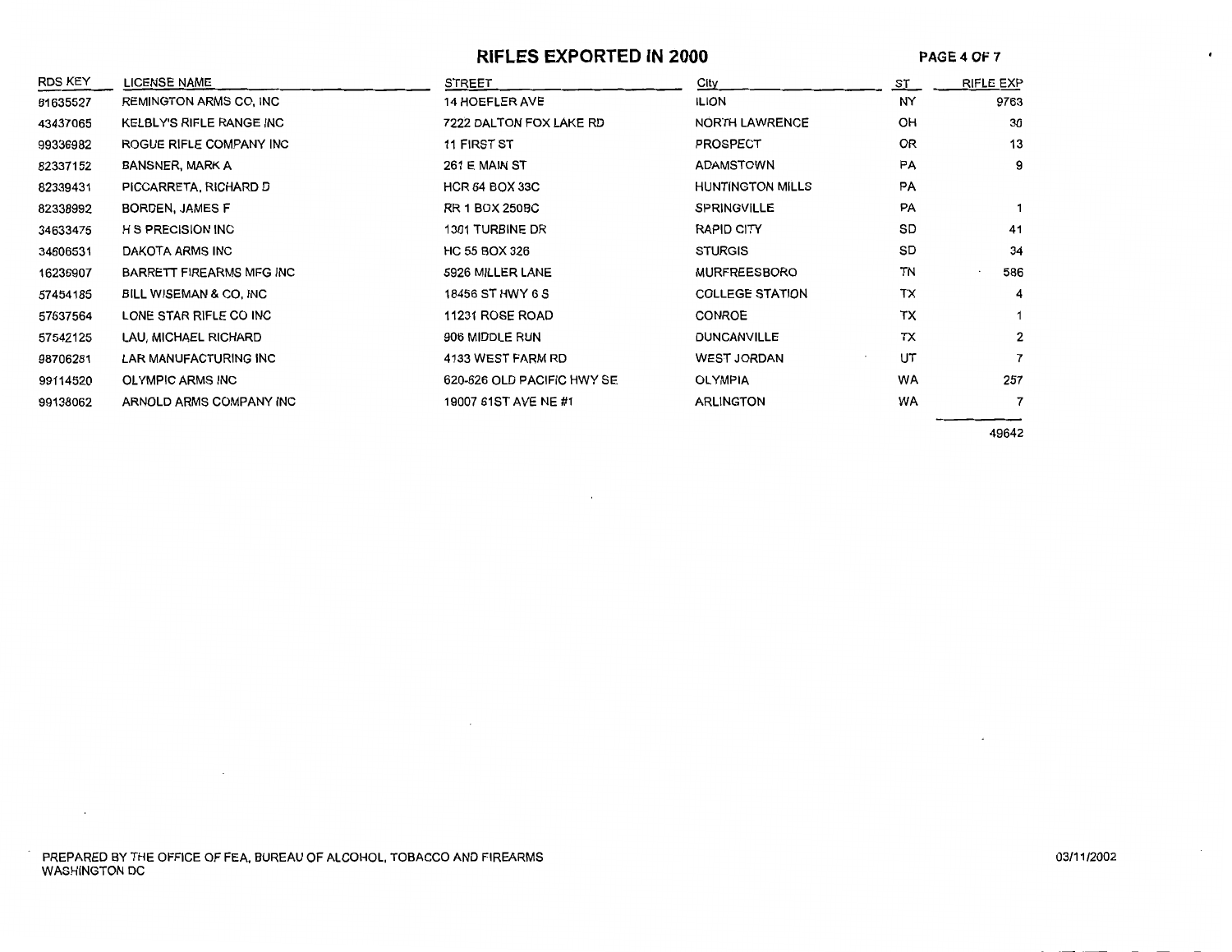# RIFLES EXPORTED IN 2000

| RDS KEY | LICENSE NAME | STREET | City | ST | RIFLE EXP |
|---|---|---|---|---|---|
| 61635527 | REMINGTON ARMS CO, INC | 14 HOEFLER AVE | ILION | NY | 9763 |
| 43437065 | KELBLY'S RIFLE RANGE INC | 7222 DALTON FOX LAKE RD | NORTH LAWRENCE | OH | 30 |
| 99336982 | ROGUE RIFLE COMPANY INC | 11 FIRST ST | PROSPECT | OR | 13 |
| 82337152 | BANSNER, MARK A | 261 E MAIN ST | ADAMSTOWN | PA | 9 |
| 82339431 | PICCARRETA, RICHARD D | HCR 64 BOX 33C | HUNTINGTON MILLS | PA | |
| 82338992 | BORDEN, JAMES F | RR 1 BOX 250BC | SPRINGVILLE | PA | 1 |
| 34633475 | H S PRECISION INC | 1301 TURBINE DR | RAPID CITY | SD | 41 |
| 34606531 | DAKOTA ARMS INC | HC 55 BOX 326 | STURGIS | SD | 34 |
| 16236907 | BARRETT FIREARMS MFG INC | 5926 MILLER LANE | MURFREESBORO | TN | 586 |
| 57454185 | BILL WISEMAN & CO, INC | 18456 ST HWY 6 S | COLLEGE STATION | TX | 4 |
| 57637564 | LONE STAR RIFLE CO INC | 11231 ROSE ROAD | CONROE | TX | 1 |
| 57542125 | LAU, MICHAEL RICHARD | 906 MIDDLE RUN | DUNCANVILLE | TX | 2 |
| 98706251 | LAR MANUFACTURING INC | 4133 WEST FARM RD | WEST JORDAN | UT | 7 |
| 99114520 | OLYMPIC ARMS INC | 620-626 OLD PACIFIC HWY SE | OLYMPIA | WA | 257 |
| 99138062 | ARNOLD ARMS COMPANY INC | 19007 61ST AVE NE #1 | ARLINGTON | WA | 7 |
| | | | | | 49642 |

PREPARED BY THE OFFICE OF FEA, BUREAU OF ALCOHOL, TOBACCO AND FIREARMS
WASHINGTON DC

03/11/2002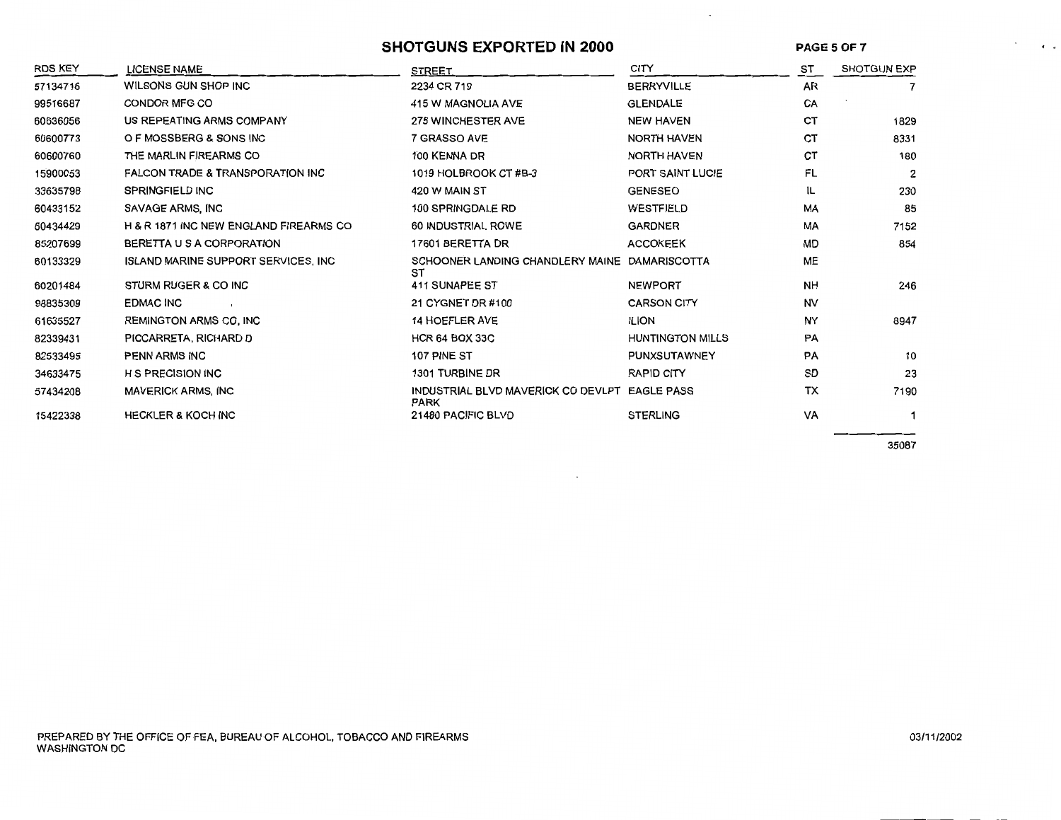# SHOTGUNS EXPORTED IN 2000

| RDS KEY | LICENSE NAME | STREET | CITY | ST | SHOTGUN EXP |
|---|---|---|---|---|---|
| 57134716 | WILSONS GUN SHOP INC | 2234 CR 719 | BERRYVILLE | AR | 7 |
| 99516687 | CONDOR MFG CO | 415 W MAGNOLIA AVE | GLENDALE | CA | |
| 60636056 | US REPEATING ARMS COMPANY | 275 WINCHESTER AVE | NEW HAVEN | CT | 1829 |
| 60600773 | O F MOSSBERG & SONS INC | 7 GRASSO AVE | NORTH HAVEN | CT | 8331 |
| 60600760 | THE MARLIN FIREARMS CO | 100 KENNA DR | NORTH HAVEN | CT | 180 |
| 15900053 | FALCON TRADE & TRANSPORATION INC | 1019 HOLBROOK CT #B-3 | PORT SAINT LUCIE | FL | 2 |
| 33635798 | SPRINGFIELD INC | 420 W MAIN ST | GENESEO | IL | 230 |
| 60433152 | SAVAGE ARMS, INC | 100 SPRINGDALE RD | WESTFIELD | MA | 85 |
| 60434429 | H & R 1871 INC NEW ENGLAND FIREARMS CO | 60 INDUSTRIAL ROWE | GARDNER | MA | 7152 |
| 85207699 | BERETTA U S A CORPORATION | 17601 BERETTA DR | ACCOKEEK | MD | 854 |
| 60133329 | ISLAND MARINE SUPPORT SERVICES, INC | SCHOONER LANDING CHANDLERY MAINE ST | DAMARISCOTTA | ME | |
| 60201484 | STURM RUGER & CO INC | 411 SUNAPEE ST | NEWPORT | NH | 246 |
| 98835309 | EDMAC INC | 21 CYGNET DR #100 | CARSON CITY | NV | |
| 61635527 | REMINGTON ARMS CO, INC | 14 HOEFLER AVE | ILION | NY | 8947 |
| 82339431 | PICCARRETA, RICHARD D | HCR 64 BOX 33C | HUNTINGTON MILLS | PA | |
| 82533495 | PENN ARMS INC | 107 PINE ST | PUNXSUTAWNEY | PA | 10 |
| 34633475 | H S PRECISION INC | 1301 TURBINE DR | RAPID CITY | SD | 23 |
| 57434208 | MAVERICK ARMS, INC | INDUSTRIAL BLVD MAVERICK CO DEVLPT PARK | EAGLE PASS | TX | 7190 |
| 15422338 | HECKLER & KOCH INC | 21480 PACIFIC BLVD | STERLING | VA | 1 |
| | | | | | 35087 |

PREPARED BY THE OFFICE OF FEA, BUREAU OF ALCOHOL, TOBACCO AND FIREARMS
WASHINGTON DC

03/11/2002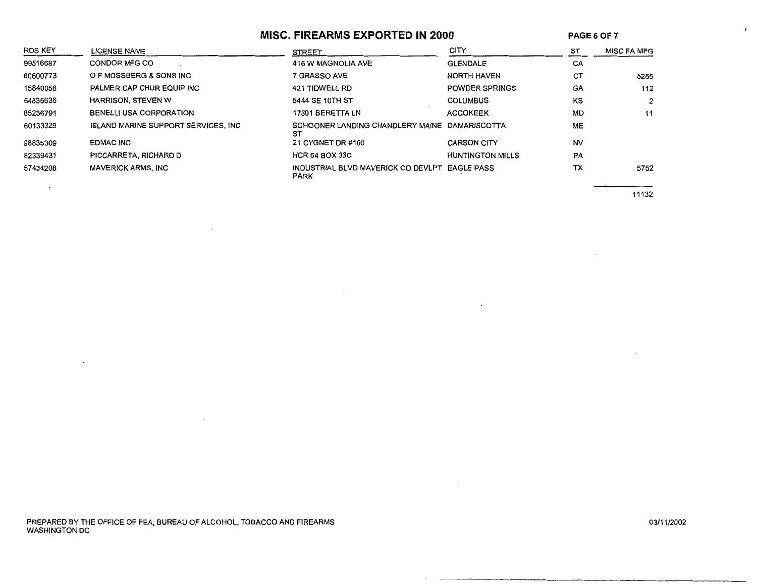## MISC. FIREARMS EXPORTED IN 2000

| RDS KEY | LICENSE NAME | STREET | CITY | ST | MISC FA MFG |
|---|---|---|---|---|---|
| 99516687 | CONDOR MFG CO | 415 W MAGNOLIA AVE | GLENDALE | CA | |
| 60600773 | O F MOSSBERG & SONS INC | 7 GRASSO AVE | NORTH HAVEN | CT | 5255 |
| 15840056 | PALMER CAP CHUR EQUIP INC | 421 TIDWELL RD | POWDER SPRINGS | GA | 112 |
| 54835636 | HARRISON, STEVEN W | 5444 SE 10TH ST | COLUMBUS | KS | 2 |
| 85236791 | BENELLI USA CORPORATION | 17601 BERETTA LN | ACCOKEEK | MD | 11 |
| 60133329 | ISLAND MARINE SUPPORT SERVICES, INC | SCHOONER LANDING CHANDLERY MAINE ST | DAMARISCOTTA | ME | |
| 98835309 | EDMAC INC | 21 CYGNET DR #100 | CARSON CITY | NV | |
| 82339431 | PICCARRETA, RICHARD D | HCR 64 BOX 33C | HUNTINGTON MILLS | PA | |
| 57434208 | MAVERICK ARMS, INC | INDUSTRIAL BLVD MAVERICK CO DEVLPT PARK | EAGLE PASS | TX | 5752 |
| | | | | | 11132 |

PREPARED BY THE OFFICE OF FEA, BUREAU OF ALCOHOL, TOBACCO AND FIREARMS
WASHINGTON DC

03/11/2002